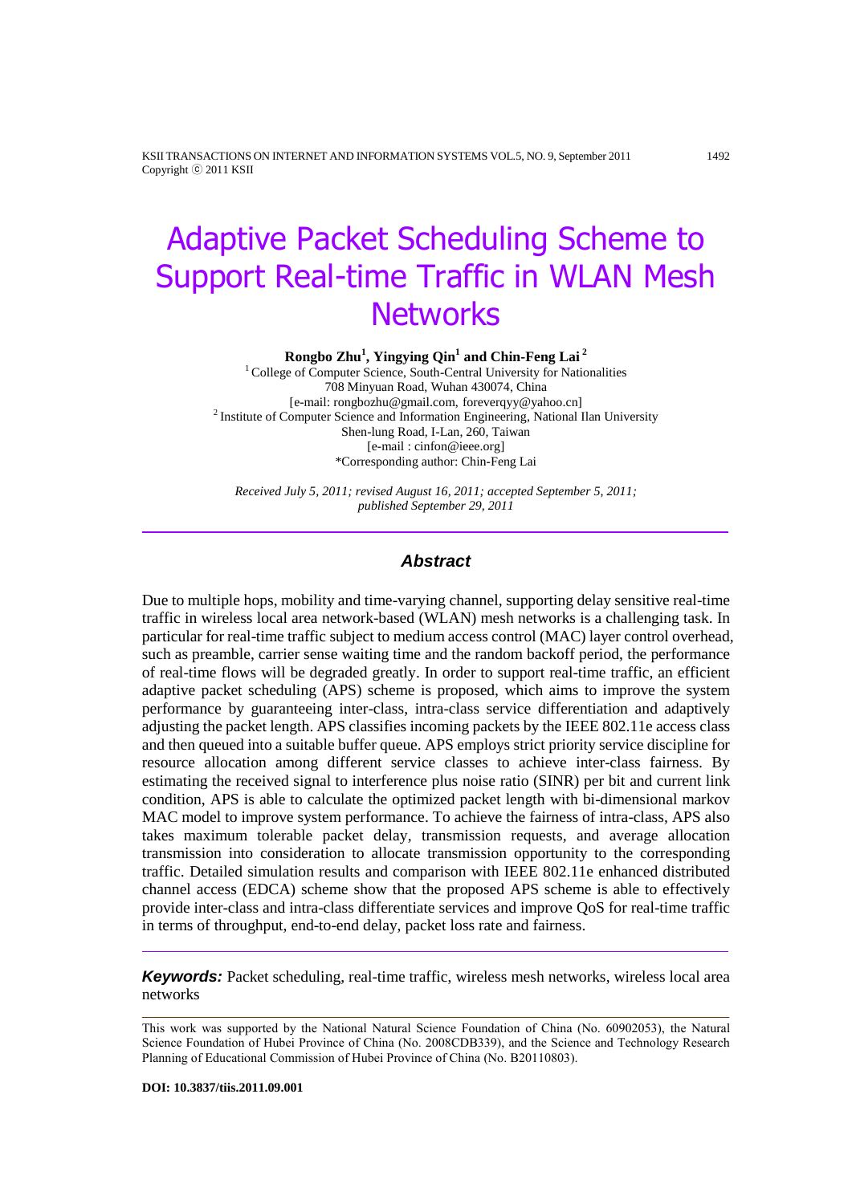# Adaptive Packet Scheduling Scheme to Support Real-time Traffic in WLAN Mesh Networks

**Rongbo Zhu[1], Yingying Qin[1] and Chin-Feng Lai[2]**

[1] College of Computer Science, South-Central University for Nationalities
708 Minyuan Road, Wuhan 430074, China
[e-mail: rongbozhu@gmail.com, foreverqyy@yahoo.cn]

[2] Institute of Computer Science and Information Engineering, National Ilan University
Shen-lung Road, I-Lan, 260, Taiwan
[e-mail : cinfon@ieee.org]

*Corresponding author: Chin-Feng Lai

*Received July 5, 2011; revised August 16, 2011; accepted September 5, 2011; published September 29, 2011*

## Abstract

Due to multiple hops, mobility and time-varying channel, supporting delay sensitive real-time traffic in wireless local area network-based (WLAN) mesh networks is a challenging task. In particular for real-time traffic subject to medium access control (MAC) layer control overhead, such as preamble, carrier sense waiting time and the random backoff period, the performance of real-time flows will be degraded greatly. In order to support real-time traffic, an efficient adaptive packet scheduling (APS) scheme is proposed, which aims to improve the system performance by guaranteeing inter-class, intra-class service differentiation and adaptively adjusting the packet length. APS classifies incoming packets by the IEEE 802.11e access class and then queued into a suitable buffer queue. APS employs strict priority service discipline for resource allocation among different service classes to achieve inter-class fairness. By estimating the received signal to interference plus noise ratio (SINR) per bit and current link condition, APS is able to calculate the optimized packet length with bi-dimensional markov MAC model to improve system performance. To achieve the fairness of intra-class, APS also takes maximum tolerable packet delay, transmission requests, and average allocation transmission into consideration to allocate transmission opportunity to the corresponding traffic. Detailed simulation results and comparison with IEEE 802.11e enhanced distributed channel access (EDCA) scheme show that the proposed APS scheme is able to effectively provide inter-class and intra-class differentiate services and improve QoS for real-time traffic in terms of throughput, end-to-end delay, packet loss rate and fairness.

***Keywords:*** Packet scheduling, real-time traffic, wireless mesh networks, wireless local area networks

This work was supported by the National Natural Science Foundation of China (No. 60902053), the Natural Science Foundation of Hubei Province of China (No. 2008CDB339), and the Science and Technology Research Planning of Educational Commission of Hubei Province of China (No. B20110803).

**DOI: 10.3837/tiis.2011.09.001**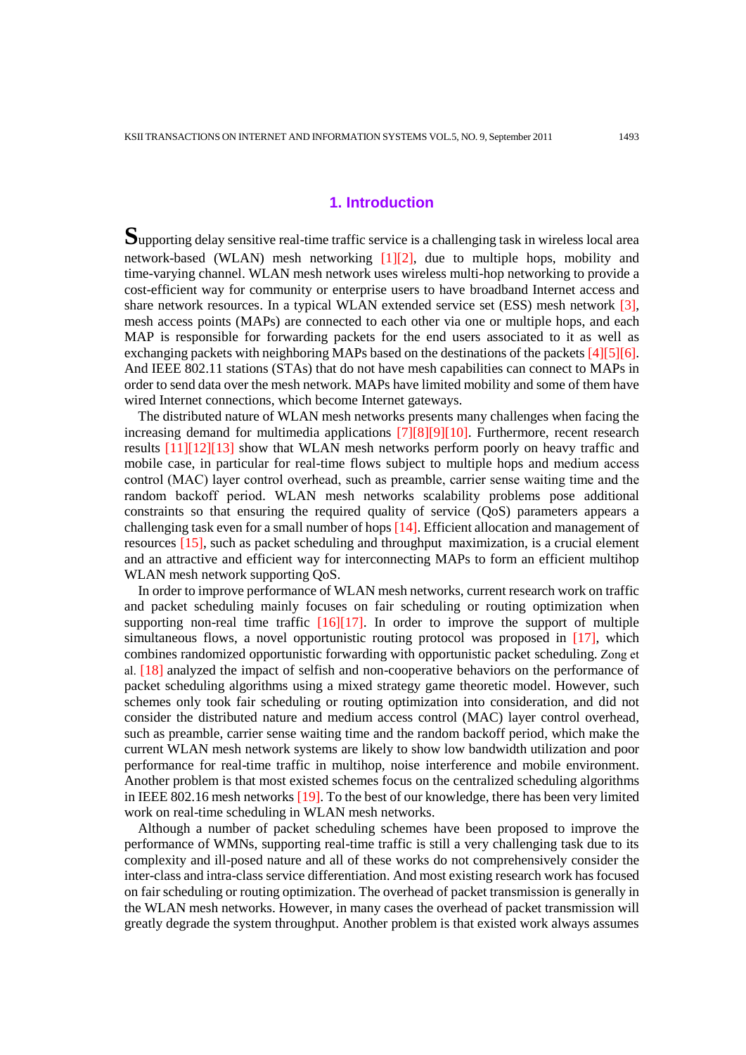## 1. Introduction

Supporting delay sensitive real-time traffic service is a challenging task in wireless local area network-based (WLAN) mesh networking [1][2], due to multiple hops, mobility and time-varying channel. WLAN mesh network uses wireless multi-hop networking to provide a cost-efficient way for community or enterprise users to have broadband Internet access and share network resources. In a typical WLAN extended service set (ESS) mesh network [3], mesh access points (MAPs) are connected to each other via one or multiple hops, and each MAP is responsible for forwarding packets for the end users associated to it as well as exchanging packets with neighboring MAPs based on the destinations of the packets [4][5][6]. And IEEE 802.11 stations (STAs) that do not have mesh capabilities can connect to MAPs in order to send data over the mesh network. MAPs have limited mobility and some of them have wired Internet connections, which become Internet gateways.

The distributed nature of WLAN mesh networks presents many challenges when facing the increasing demand for multimedia applications [7][8][9][10]. Furthermore, recent research results [11][12][13] show that WLAN mesh networks perform poorly on heavy traffic and mobile case, in particular for real-time flows subject to multiple hops and medium access control (MAC) layer control overhead, such as preamble, carrier sense waiting time and the random backoff period. WLAN mesh networks scalability problems pose additional constraints so that ensuring the required quality of service (QoS) parameters appears a challenging task even for a small number of hops [14]. Efficient allocation and management of resources [15], such as packet scheduling and throughput maximization, is a crucial element and an attractive and efficient way for interconnecting MAPs to form an efficient multihop WLAN mesh network supporting QoS.

In order to improve performance of WLAN mesh networks, current research work on traffic and packet scheduling mainly focuses on fair scheduling or routing optimization when supporting non-real time traffic [16][17]. In order to improve the support of multiple simultaneous flows, a novel opportunistic routing protocol was proposed in [17], which combines randomized opportunistic forwarding with opportunistic packet scheduling. Zong et al. [18] analyzed the impact of selfish and non-cooperative behaviors on the performance of packet scheduling algorithms using a mixed strategy game theoretic model. However, such schemes only took fair scheduling or routing optimization into consideration, and did not consider the distributed nature and medium access control (MAC) layer control overhead, such as preamble, carrier sense waiting time and the random backoff period, which make the current WLAN mesh network systems are likely to show low bandwidth utilization and poor performance for real-time traffic in multihop, noise interference and mobile environment. Another problem is that most existed schemes focus on the centralized scheduling algorithms in IEEE 802.16 mesh networks [19]. To the best of our knowledge, there has been very limited work on real-time scheduling in WLAN mesh networks.

Although a number of packet scheduling schemes have been proposed to improve the performance of WMNs, supporting real-time traffic is still a very challenging task due to its complexity and ill-posed nature and all of these works do not comprehensively consider the inter-class and intra-class service differentiation. And most existing research work has focused on fair scheduling or routing optimization. The overhead of packet transmission is generally in the WLAN mesh networks. However, in many cases the overhead of packet transmission will greatly degrade the system throughput. Another problem is that existed work always assumes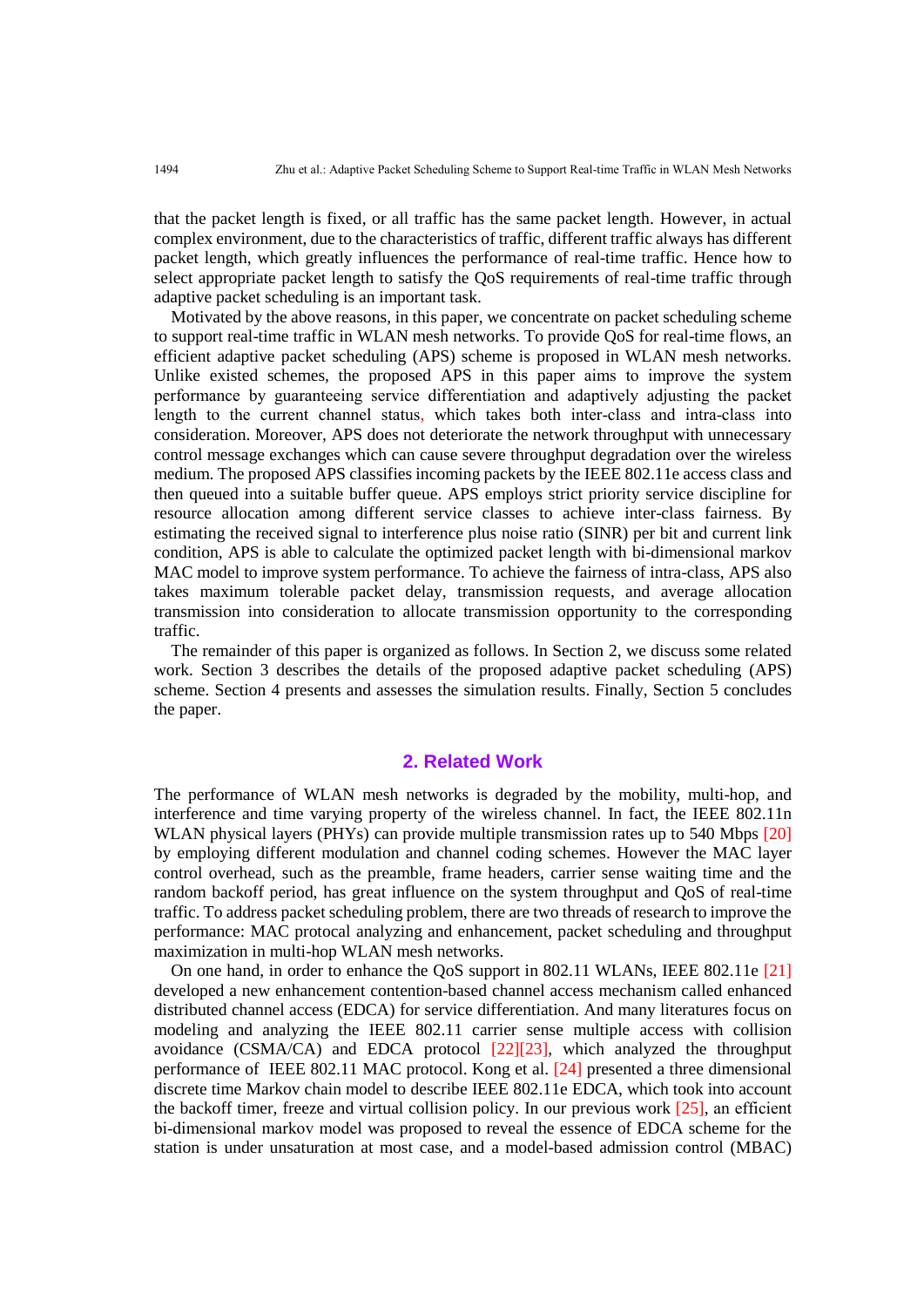that the packet length is fixed, or all traffic has the same packet length. However, in actual complex environment, due to the characteristics of traffic, different traffic always has different packet length, which greatly influences the performance of real-time traffic. Hence how to select appropriate packet length to satisfy the QoS requirements of real-time traffic through adaptive packet scheduling is an important task.

Motivated by the above reasons, in this paper, we concentrate on packet scheduling scheme to support real-time traffic in WLAN mesh networks. To provide QoS for real-time flows, an efficient adaptive packet scheduling (APS) scheme is proposed in WLAN mesh networks. Unlike existed schemes, the proposed APS in this paper aims to improve the system performance by guaranteeing service differentiation and adaptively adjusting the packet length to the current channel status, which takes both inter-class and intra-class into consideration. Moreover, APS does not deteriorate the network throughput with unnecessary control message exchanges which can cause severe throughput degradation over the wireless medium. The proposed APS classifies incoming packets by the IEEE 802.11e access class and then queued into a suitable buffer queue. APS employs strict priority service discipline for resource allocation among different service classes to achieve inter-class fairness. By estimating the received signal to interference plus noise ratio (SINR) per bit and current link condition, APS is able to calculate the optimized packet length with bi-dimensional markov MAC model to improve system performance. To achieve the fairness of intra-class, APS also takes maximum tolerable packet delay, transmission requests, and average allocation transmission into consideration to allocate transmission opportunity to the corresponding traffic.

The remainder of this paper is organized as follows. In Section 2, we discuss some related work. Section 3 describes the details of the proposed adaptive packet scheduling (APS) scheme. Section 4 presents and assesses the simulation results. Finally, Section 5 concludes the paper.

## 2. Related Work

The performance of WLAN mesh networks is degraded by the mobility, multi-hop, and interference and time varying property of the wireless channel. In fact, the IEEE 802.11n WLAN physical layers (PHYs) can provide multiple transmission rates up to 540 Mbps [20] by employing different modulation and channel coding schemes. However the MAC layer control overhead, such as the preamble, frame headers, carrier sense waiting time and the random backoff period, has great influence on the system throughput and QoS of real-time traffic. To address packet scheduling problem, there are two threads of research to improve the performance: MAC protocal analyzing and enhancement, packet scheduling and throughput maximization in multi-hop WLAN mesh networks.

On one hand, in order to enhance the QoS support in 802.11 WLANs, IEEE 802.11e [21] developed a new enhancement contention-based channel access mechanism called enhanced distributed channel access (EDCA) for service differentiation. And many literatures focus on modeling and analyzing the IEEE 802.11 carrier sense multiple access with collision avoidance (CSMA/CA) and EDCA protocol [22][23], which analyzed the throughput performance of IEEE 802.11 MAC protocol. Kong et al. [24] presented a three dimensional discrete time Markov chain model to describe IEEE 802.11e EDCA, which took into account the backoff timer, freeze and virtual collision policy. In our previous work [25], an efficient bi-dimensional markov model was proposed to reveal the essence of EDCA scheme for the station is under unsaturation at most case, and a model-based admission control (MBAC)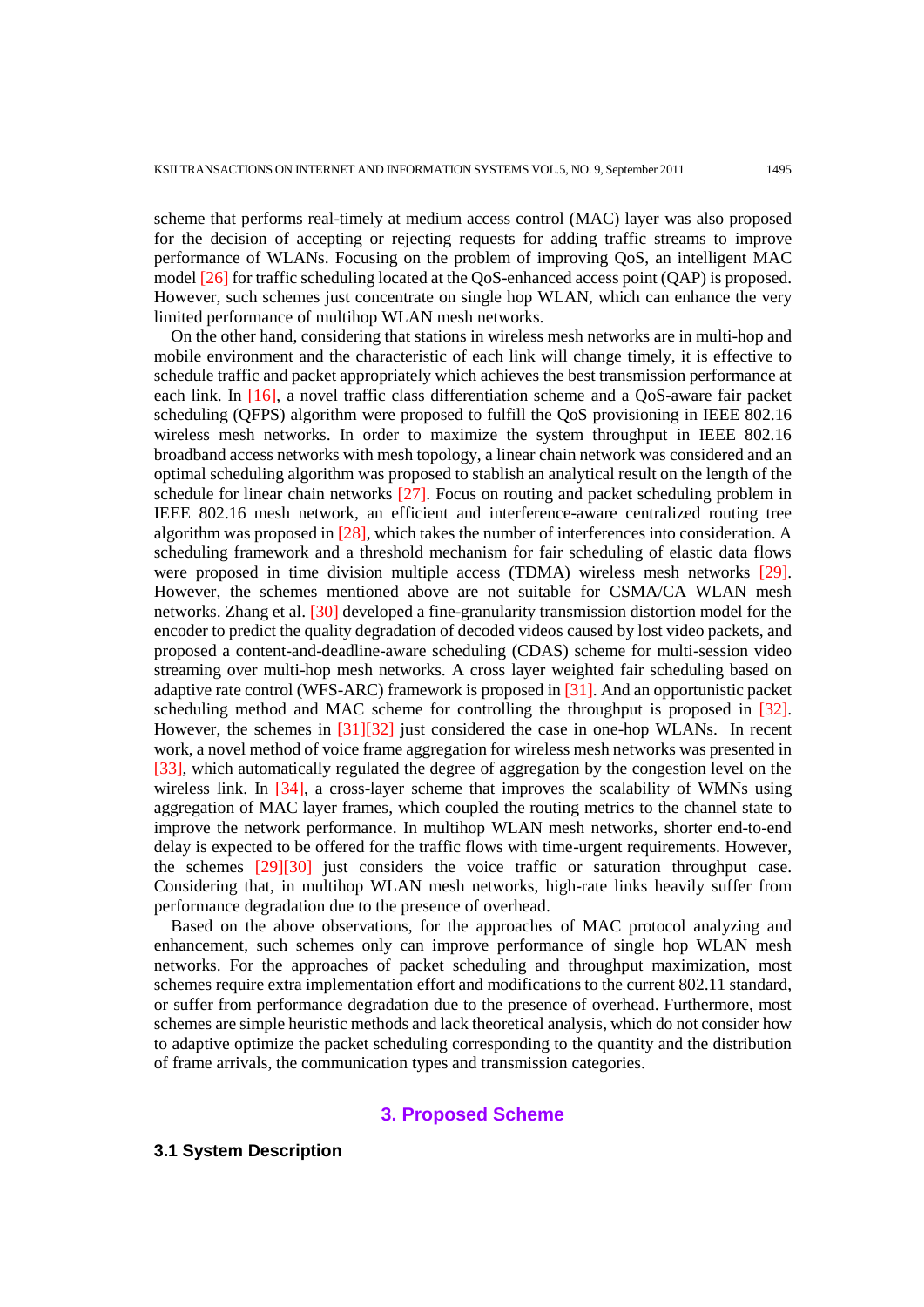scheme that performs real-timely at medium access control (MAC) layer was also proposed for the decision of accepting or rejecting requests for adding traffic streams to improve performance of WLANs. Focusing on the problem of improving QoS, an intelligent MAC model [26] for traffic scheduling located at the QoS-enhanced access point (QAP) is proposed. However, such schemes just concentrate on single hop WLAN, which can enhance the very limited performance of multihop WLAN mesh networks.

On the other hand, considering that stations in wireless mesh networks are in multi-hop and mobile environment and the characteristic of each link will change timely, it is effective to schedule traffic and packet appropriately which achieves the best transmission performance at each link. In [16], a novel traffic class differentiation scheme and a QoS-aware fair packet scheduling (QFPS) algorithm were proposed to fulfill the QoS provisioning in IEEE 802.16 wireless mesh networks. In order to maximize the system throughput in IEEE 802.16 broadband access networks with mesh topology, a linear chain network was considered and an optimal scheduling algorithm was proposed to stablish an analytical result on the length of the schedule for linear chain networks [27]. Focus on routing and packet scheduling problem in IEEE 802.16 mesh network, an efficient and interference-aware centralized routing tree algorithm was proposed in [28], which takes the number of interferences into consideration. A scheduling framework and a threshold mechanism for fair scheduling of elastic data flows were proposed in time division multiple access (TDMA) wireless mesh networks [29]. However, the schemes mentioned above are not suitable for CSMA/CA WLAN mesh networks. Zhang et al. [30] developed a fine-granularity transmission distortion model for the encoder to predict the quality degradation of decoded videos caused by lost video packets, and proposed a content-and-deadline-aware scheduling (CDAS) scheme for multi-session video streaming over multi-hop mesh networks. A cross layer weighted fair scheduling based on adaptive rate control (WFS-ARC) framework is proposed in [31]. And an opportunistic packet scheduling method and MAC scheme for controlling the throughput is proposed in [32]. However, the schemes in [31][32] just considered the case in one-hop WLANs. In recent work, a novel method of voice frame aggregation for wireless mesh networks was presented in [33], which automatically regulated the degree of aggregation by the congestion level on the wireless link. In [34], a cross-layer scheme that improves the scalability of WMNs using aggregation of MAC layer frames, which coupled the routing metrics to the channel state to improve the network performance. In multihop WLAN mesh networks, shorter end-to-end delay is expected to be offered for the traffic flows with time-urgent requirements. However, the schemes [29][30] just considers the voice traffic or saturation throughput case. Considering that, in multihop WLAN mesh networks, high-rate links heavily suffer from performance degradation due to the presence of overhead.

Based on the above observations, for the approaches of MAC protocol analyzing and enhancement, such schemes only can improve performance of single hop WLAN mesh networks. For the approaches of packet scheduling and throughput maximization, most schemes require extra implementation effort and modifications to the current 802.11 standard, or suffer from performance degradation due to the presence of overhead. Furthermore, most schemes are simple heuristic methods and lack theoretical analysis, which do not consider how to adaptive optimize the packet scheduling corresponding to the quantity and the distribution of frame arrivals, the communication types and transmission categories.

## 3. Proposed Scheme

### 3.1 System Description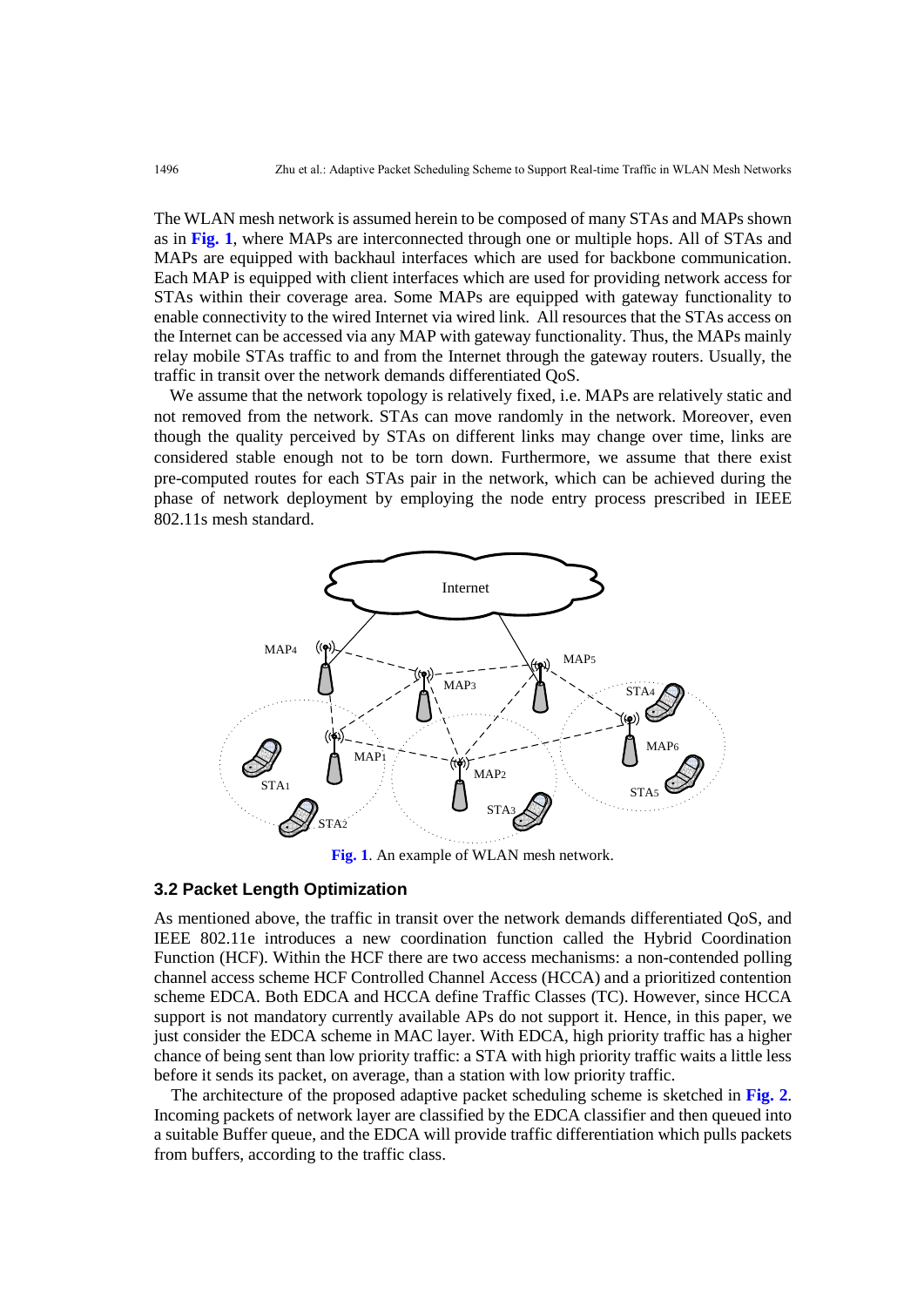The WLAN mesh network is assumed herein to be composed of many STAs and MAPs shown as in **Fig. 1**, where MAPs are interconnected through one or multiple hops. All of STAs and MAPs are equipped with backhaul interfaces which are used for backbone communication. Each MAP is equipped with client interfaces which are used for providing network access for STAs within their coverage area. Some MAPs are equipped with gateway functionality to enable connectivity to the wired Internet via wired link. All resources that the STAs access on the Internet can be accessed via any MAP with gateway functionality. Thus, the MAPs mainly relay mobile STAs traffic to and from the Internet through the gateway routers. Usually, the traffic in transit over the network demands differentiated QoS.

We assume that the network topology is relatively fixed, i.e. MAPs are relatively static and not removed from the network. STAs can move randomly in the network. Moreover, even though the quality perceived by STAs on different links may change over time, links are considered stable enough not to be torn down. Furthermore, we assume that there exist pre-computed routes for each STAs pair in the network, which can be achieved during the phase of network deployment by employing the node entry process prescribed in IEEE 802.11s mesh standard.

**Fig. 1**. An example of WLAN mesh network.

### 3.2 Packet Length Optimization

As mentioned above, the traffic in transit over the network demands differentiated QoS, and IEEE 802.11e introduces a new coordination function called the Hybrid Coordination Function (HCF). Within the HCF there are two access mechanisms: a non-contended polling channel access scheme HCF Controlled Channel Access (HCCA) and a prioritized contention scheme EDCA. Both EDCA and HCCA define Traffic Classes (TC). However, since HCCA support is not mandatory currently available APs do not support it. Hence, in this paper, we just consider the EDCA scheme in MAC layer. With EDCA, high priority traffic has a higher chance of being sent than low priority traffic: a STA with high priority traffic waits a little less before it sends its packet, on average, than a station with low priority traffic.

The architecture of the proposed adaptive packet scheduling scheme is sketched in **Fig. 2**. Incoming packets of network layer are classified by the EDCA classifier and then queued into a suitable Buffer queue, and the EDCA will provide traffic differentiation which pulls packets from buffers, according to the traffic class.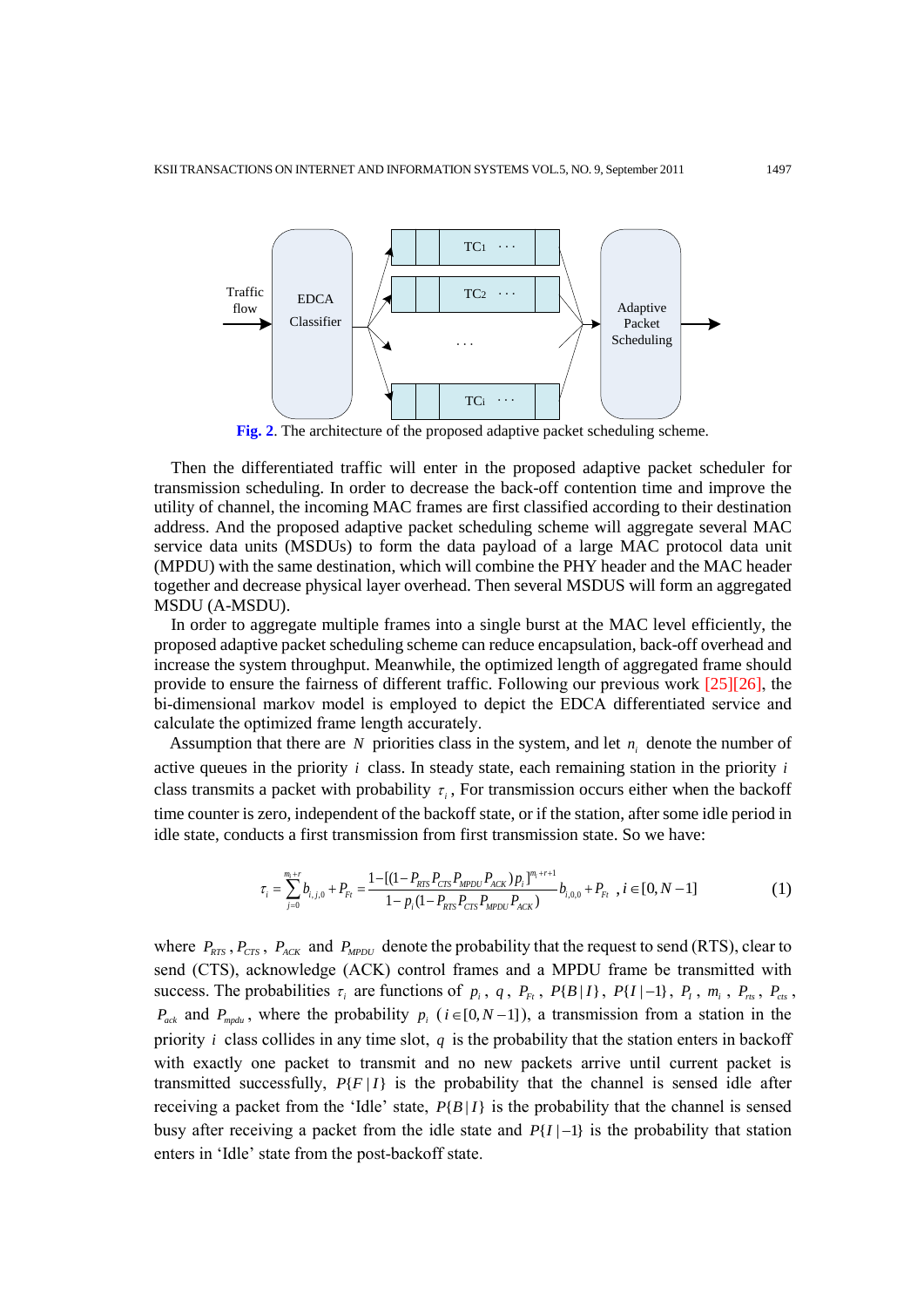Fig. 2. The architecture of the proposed adaptive packet scheduling scheme.

Then the differentiated traffic will enter in the proposed adaptive packet scheduler for transmission scheduling. In order to decrease the back-off contention time and improve the utility of channel, the incoming MAC frames are first classified according to their destination address. And the proposed adaptive packet scheduling scheme will aggregate several MAC service data units (MSDUs) to form the data payload of a large MAC protocol data unit (MPDU) with the same destination, which will combine the PHY header and the MAC header together and decrease physical layer overhead. Then several MSDUS will form an aggregated MSDU (A-MSDU).

In order to aggregate multiple frames into a single burst at the MAC level efficiently, the proposed adaptive packet scheduling scheme can reduce encapsulation, back-off overhead and increase the system throughput. Meanwhile, the optimized length of aggregated frame should provide to ensure the fairness of different traffic. Following our previous work [25][26], the bi-dimensional markov model is employed to depict the EDCA differentiated service and calculate the optimized frame length accurately.

Assumption that there are $N$ priorities class in the system, and let $n_i$ denote the number of active queues in the priority $i$ class. In steady state, each remaining station in the priority $i$ class transmits a packet with probability $\tau_i$, For transmission occurs either when the backoff time counter is zero, independent of the backoff state, or if the station, after some idle period in idle state, conducts a first transmission from first transmission state. So we have:

$$\tau_i = \sum_{j=0}^{m_i+r} b_{i,j,0} + P_{Ft} = \frac{1-[(1-P_{RTS}P_{CTS}P_{MPDU}P_{ACK})p_i]^{m_i+r+1}}{1-p_i(1-P_{RTS}P_{CTS}P_{MPDU}P_{ACK})} b_{i,0,0} + P_{Ft} \quad , i \in [0, N-1] \tag{1}$$

where $P_{RTS}$, $P_{CTS}$, $P_{ACK}$ and $P_{MPDU}$ denote the probability that the request to send (RTS), clear to send (CTS), acknowledge (ACK) control frames and a MPDU frame be transmitted with success. The probabilities $\tau_i$ are functions of $p_i$, $q$, $P_{Ft}$, $P\{B|I\}$, $P\{I|-1\}$, $P_I$, $m_i$, $P_{rts}$, $P_{cts}$, $P_{ack}$ and $P_{mpdu}$, where the probability $p_i$ ($i \in [0, N-1]$), a transmission from a station in the priority $i$ class collides in any time slot, $q$ is the probability that the station enters in backoff with exactly one packet to transmit and no new packets arrive until current packet is transmitted successfully, $P\{F|I\}$ is the probability that the channel is sensed idle after receiving a packet from the 'Idle' state, $P\{B|I\}$ is the probability that the channel is sensed busy after receiving a packet from the idle state and $P\{I|-1\}$ is the probability that station enters in 'Idle' state from the post-backoff state.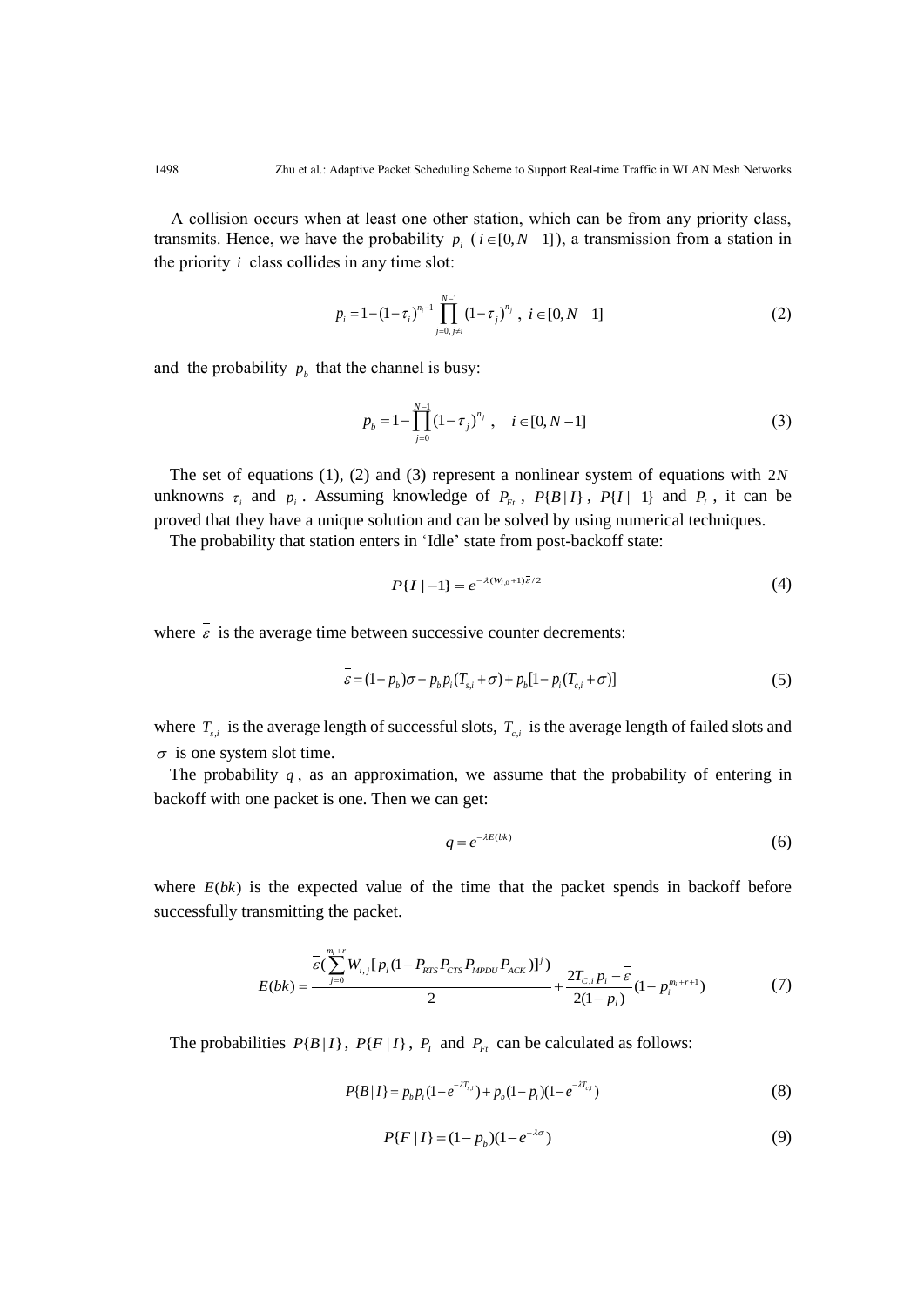A collision occurs when at least one other station, which can be from any priority class, transmits. Hence, we have the probability $p_i$ ($i \in [0, N-1]$), a transmission from a station in the priority $i$ class collides in any time slot:

$$p_i = 1 - (1-\tau_i)^{n_i - 1} \prod_{j=0, j \neq i}^{N-1} (1-\tau_j)^{n_j}, \ i \in [0, N-1] \tag{2}$$

and the probability $p_b$ that the channel is busy:

$$p_b = 1 - \prod_{j=0}^{N-1} (1-\tau_j)^{n_j}, \quad i \in [0, N-1] \tag{3}$$

The set of equations (1), (2) and (3) represent a nonlinear system of equations with $2N$ unknowns $\tau_i$ and $p_i$. Assuming knowledge of $P_{Ft}$, $P\{B|I\}$, $P\{I|-1\}$ and $P_I$, it can be proved that they have a unique solution and can be solved by using numerical techniques.

The probability that station enters in 'Idle' state from post-backoff state:

$$P\{I|-1\} = e^{-\lambda(W_{i,0}+1)\bar{\varepsilon}/2} \tag{4}$$

where $\bar{\varepsilon}$ is the average time between successive counter decrements:

$$\bar{\varepsilon} = (1-p_b)\sigma + p_b p_i (T_{s,i} + \sigma) + p_b [1 - p_i (T_{c,i} + \sigma)] \tag{5}$$

where $T_{s,i}$ is the average length of successful slots, $T_{c,i}$ is the average length of failed slots and $\sigma$ is one system slot time.

The probability $q$, as an approximation, we assume that the probability of entering in backoff with one packet is one. Then we can get:

$$q = e^{-\lambda E(bk)} \tag{6}$$

where $E(bk)$ is the expected value of the time that the packet spends in backoff before successfully transmitting the packet.

$$E(bk) = \frac{\bar{\varepsilon}\left(\sum_{j=0}^{m_i+r} W_{i,j}[p_i(1-P_{RTS}P_{CTS}P_{MPDU}P_{ACK})]^j\right)}{2} + \frac{2T_{C,i}p_i - \bar{\varepsilon}}{2(1-p_i)}(1-p_i^{m_i+r+1}) \tag{7}$$

The probabilities $P\{B|I\}$, $P\{F|I\}$, $P_I$ and $P_{Ft}$ can be calculated as follows:

$$P\{B|I\} = p_b p_i (1-e^{-\lambda T_{s,i}}) + p_b(1-p_i)(1-e^{-\lambda T_{c,i}}) \tag{8}$$

$$P\{F|I\} = (1-p_b)(1-e^{-\lambda\sigma}) \tag{9}$$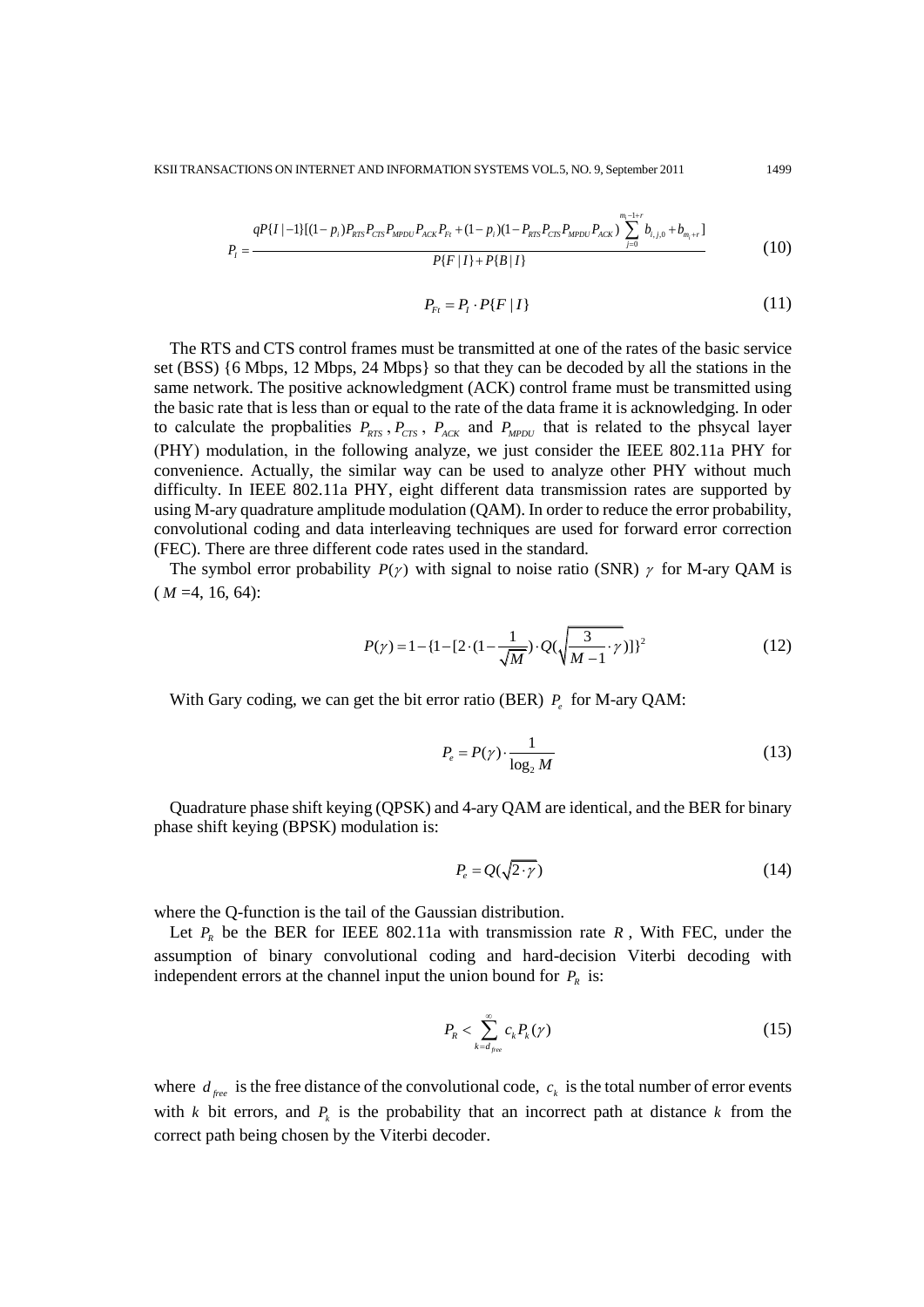$$P_I = \frac{qP\{I\,|-1\}[(1-p_i)P_{RTS}P_{CTS}P_{MPDU}P_{ACK}P_{Ft} + (1-p_i)(1-P_{RTS}P_{CTS}P_{MPDU}P_{ACK})\sum_{j=0}^{m_i-1+r} b_{i,j,0} + b_{m_i+r}]}{P\{F\,|\,I\} + P\{B\,|\,I\}} \tag{10}$$

$$P_{Ft} = P_I \cdot P\{F\,|\,I\} \tag{11}$$

The RTS and CTS control frames must be transmitted at one of the rates of the basic service set (BSS) {6 Mbps, 12 Mbps, 24 Mbps} so that they can be decoded by all the stations in the same network. The positive acknowledgment (ACK) control frame must be transmitted using the basic rate that is less than or equal to the rate of the data frame it is acknowledging. In oder to calculate the propbalities $P_{RTS}$, $P_{CTS}$, $P_{ACK}$ and $P_{MPDU}$ that is related to the phsycal layer (PHY) modulation, in the following analyze, we just consider the IEEE 802.11a PHY for convenience. Actually, the similar way can be used to analyze other PHY without much difficulty. In IEEE 802.11a PHY, eight different data transmission rates are supported by using M-ary quadrature amplitude modulation (QAM). In order to reduce the error probability, convolutional coding and data interleaving techniques are used for forward error correction (FEC). There are three different code rates used in the standard.

The symbol error probability $P(\gamma)$ with signal to noise ratio (SNR) $\gamma$ for M-ary QAM is ($M$ =4, 16, 64):

$$P(\gamma) = 1 - \{1 - [2 \cdot (1 - \frac{1}{\sqrt{M}}) \cdot Q(\sqrt{\frac{3}{M-1} \cdot \gamma})]\}^2 \tag{12}$$

With Gary coding, we can get the bit error ratio (BER) $P_e$ for M-ary QAM:

$$P_e = P(\gamma) \cdot \frac{1}{\log_2 M} \tag{13}$$

Quadrature phase shift keying (QPSK) and 4-ary QAM are identical, and the BER for binary phase shift keying (BPSK) modulation is:

$$P_e = Q(\sqrt{2 \cdot \gamma}) \tag{14}$$

where the Q-function is the tail of the Gaussian distribution.

Let $P_R$ be the BER for IEEE 802.11a with transmission rate $R$, With FEC, under the assumption of binary convolutional coding and hard-decision Viterbi decoding with independent errors at the channel input the union bound for $P_R$ is:

$$P_R < \sum_{k=d_{free}}^{\infty} c_k P_k(\gamma) \tag{15}$$

where $d_{free}$ is the free distance of the convolutional code, $c_k$ is the total number of error events with $k$ bit errors, and $P_k$ is the probability that an incorrect path at distance $k$ from the correct path being chosen by the Viterbi decoder.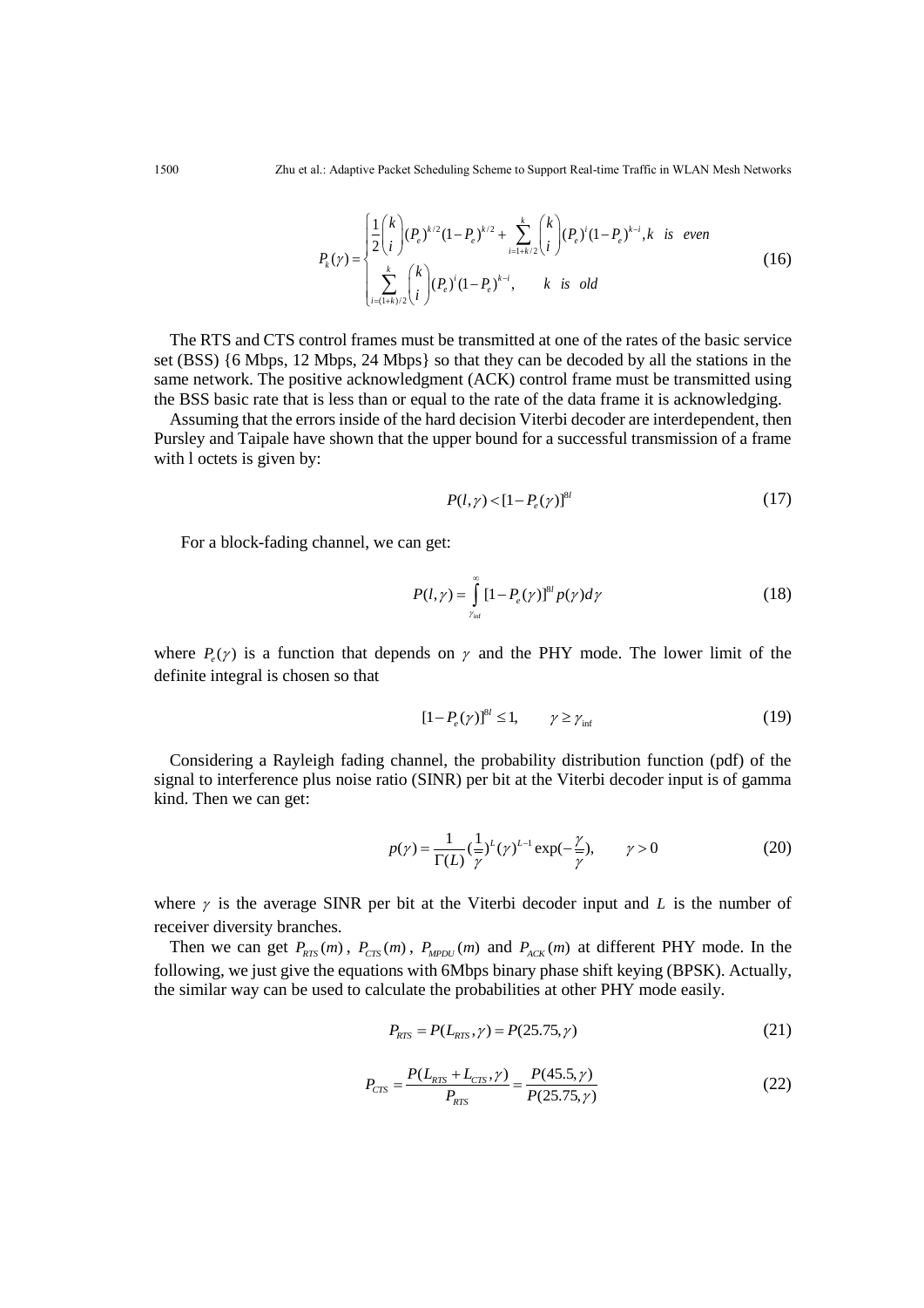$$P_k(\gamma) = \begin{cases} \frac{1}{2}\binom{k}{i}(P_e)^{k/2}(1-P_e)^{k/2} + \sum_{i=1+k/2}^{k}\binom{k}{i}(P_e)^i(1-P_e)^{k-i}, k \quad is \quad even \\ \sum_{i=(1+k)/2}^{k}\binom{k}{i}(P_e)^i(1-P_e)^{k-i}, \qquad k \quad is \quad old \end{cases} \tag{16}$$

The RTS and CTS control frames must be transmitted at one of the rates of the basic service set (BSS) {6 Mbps, 12 Mbps, 24 Mbps} so that they can be decoded by all the stations in the same network. The positive acknowledgment (ACK) control frame must be transmitted using the BSS basic rate that is less than or equal to the rate of the data frame it is acknowledging.

Assuming that the errors inside of the hard decision Viterbi decoder are interdependent, then Pursley and Taipale have shown that the upper bound for a successful transmission of a frame with l octets is given by:

$$P(l,\gamma) < [1 - P_e(\gamma)]^{8l} \tag{17}$$

For a block-fading channel, we can get:

$$P(l,\gamma) = \int_{\gamma_{\inf}}^{\infty} [1 - P_e(\gamma)]^{8l} p(\gamma) d\gamma \tag{18}$$

where $P_e(\gamma)$ is a function that depends on $\gamma$ and the PHY mode. The lower limit of the definite integral is chosen so that

$$[1 - P_e(\gamma)]^{8l} \leq 1, \qquad \gamma \geq \gamma_{\inf} \tag{19}$$

Considering a Rayleigh fading channel, the probability distribution function (pdf) of the signal to interference plus noise ratio (SINR) per bit at the Viterbi decoder input is of gamma kind. Then we can get:

$$p(\gamma) = \frac{1}{\Gamma(L)}\left(\frac{1}{\bar{\gamma}}\right)^L (\gamma)^{L-1} \exp\left(-\frac{\gamma}{\bar{\gamma}}\right), \qquad \gamma > 0 \tag{20}$$

where $\gamma$ is the average SINR per bit at the Viterbi decoder input and $L$ is the number of receiver diversity branches.

Then we can get $P_{RTS}(m)$, $P_{CTS}(m)$, $P_{MPDU}(m)$ and $P_{ACK}(m)$ at different PHY mode. In the following, we just give the equations with 6Mbps binary phase shift keying (BPSK). Actually, the similar way can be used to calculate the probabilities at other PHY mode easily.

$$P_{RTS} = P(L_{RTS},\gamma) = P(25.75,\gamma) \tag{21}$$

$$P_{CTS} = \frac{P(L_{RTS} + L_{CTS},\gamma)}{P_{RTS}} = \frac{P(45.5,\gamma)}{P(25.75,\gamma)} \tag{22}$$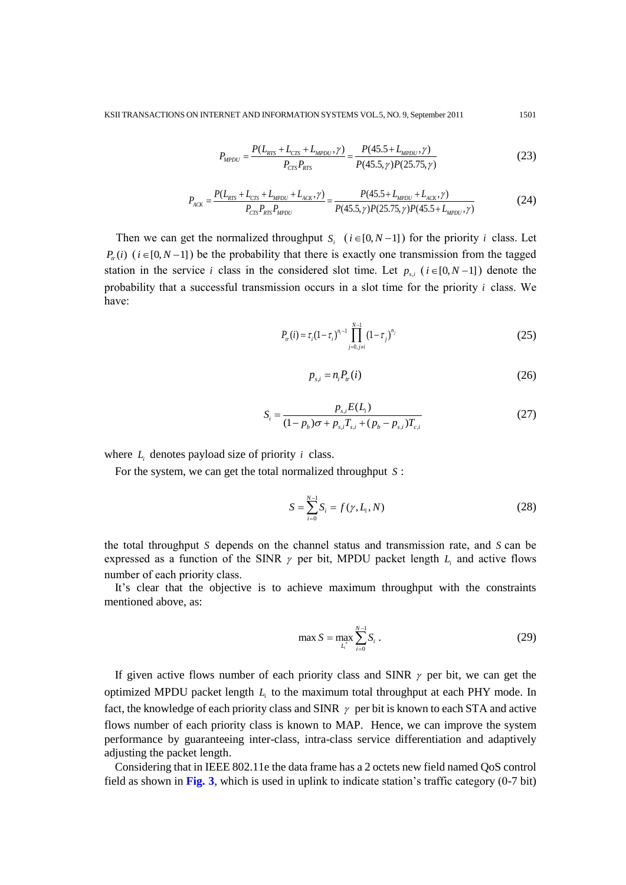$$P_{MPDU} = \frac{P(L_{RTS} + L_{CTS} + L_{MPDU}, \gamma)}{P_{CTS} P_{RTS}} = \frac{P(45.5 + L_{MPDU}, \gamma)}{P(45.5, \gamma) P(25.75, \gamma)} \tag{23}$$

$$P_{ACK} = \frac{P(L_{RTS} + L_{CTS} + L_{MPDU} + L_{ACK}, \gamma)}{P_{CTS} P_{RTS} P_{MPDU}} = \frac{P(45.5 + L_{MPDU} + L_{ACK}, \gamma)}{P(45.5, \gamma) P(25.75, \gamma) P(45.5 + L_{MPDU}, \gamma)} \tag{24}$$

Then we can get the normalized throughput $S_i$ ($i \in [0, N-1]$) for the priority $i$ class. Let $P_{tr}(i)$ ($i \in [0, N-1]$) be the probability that there is exactly one transmission from the tagged station in the service $i$ class in the considered slot time. Let $p_{s,i}$ ($i \in [0, N-1]$) denote the probability that a successful transmission occurs in a slot time for the priority $i$ class. We have:

$$P_{tr}(i) = \tau_i (1 - \tau_i)^{n_i - 1} \prod_{j=0, j \neq i}^{N-1} (1 - \tau_j)^{n_j} \tag{25}$$

$$p_{s,i} = n_i P_{tr}(i) \tag{26}$$

$$S_i = \frac{p_{s,i} E(L_i)}{(1 - p_b)\sigma + p_{s,i} T_{s,i} + (p_b - p_{s,i}) T_{c,i}} \tag{27}$$

where $L_i$ denotes payload size of priority $i$ class.

For the system, we can get the total normalized throughput $S$ :

$$S = \sum_{i=0}^{N-1} S_i = f(\gamma, L_i, N) \tag{28}$$

the total throughput $S$ depends on the channel status and transmission rate, and $S$ can be expressed as a function of the SINR $\gamma$ per bit, MPDU packet length $L_i$ and active flows number of each priority class.

It's clear that the objective is to achieve maximum throughput with the constraints mentioned above, as:

$$\max S = \max_{L_i^*} \sum_{i=0}^{N-1} S_i \,. \tag{29}$$

If given active flows number of each priority class and SINR $\gamma$ per bit, we can get the optimized MPDU packet length $L_i$ to the maximum total throughput at each PHY mode. In fact, the knowledge of each priority class and SINR $\gamma$ per bit is known to each STA and active flows number of each priority class is known to MAP. Hence, we can improve the system performance by guaranteeing inter-class, intra-class service differentiation and adaptively adjusting the packet length.

Considering that in IEEE 802.11e the data frame has a 2 octets new field named QoS control field as shown in **Fig. 3**, which is used in uplink to indicate station's traffic category (0-7 bit)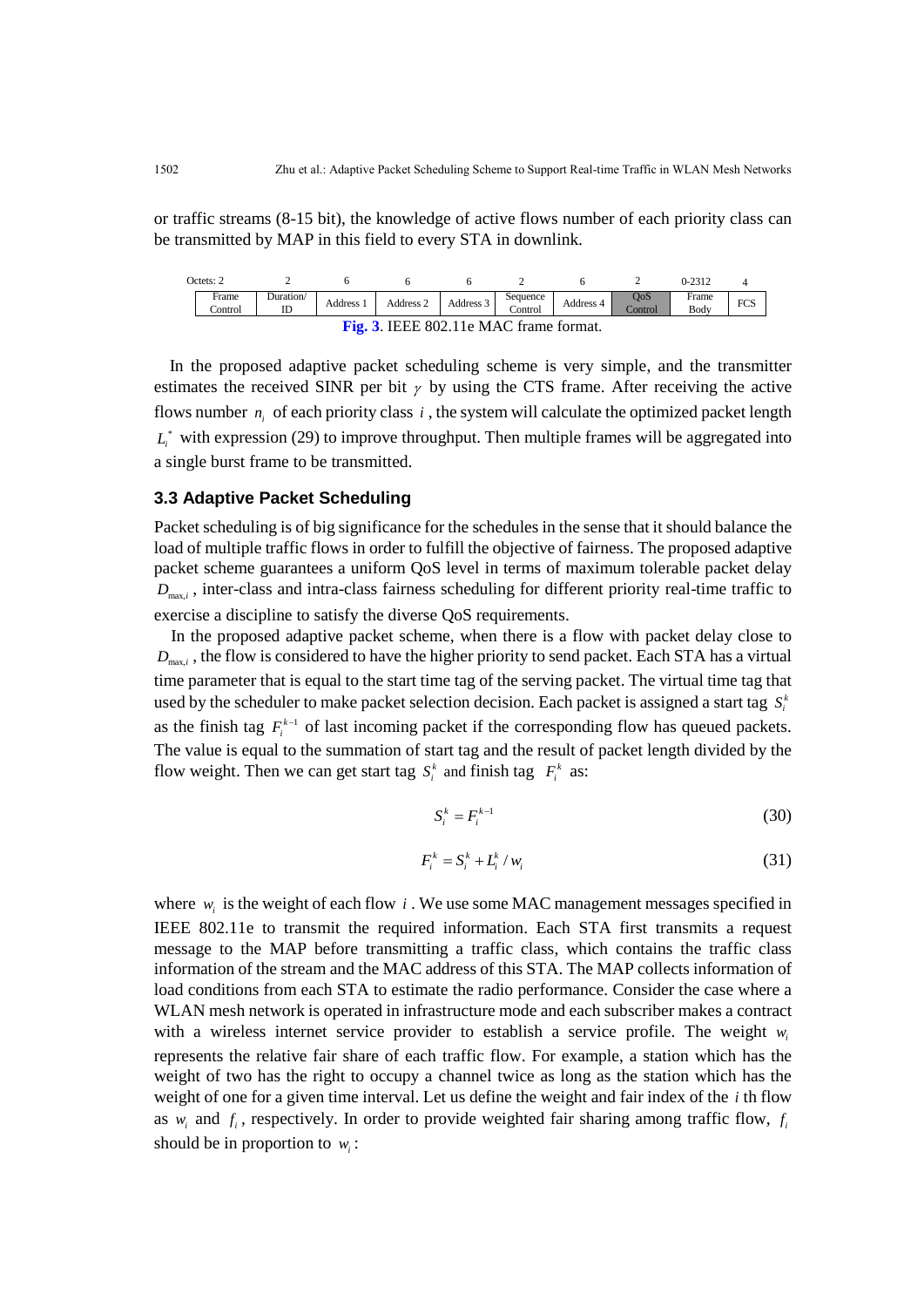or traffic streams (8-15 bit), the knowledge of active flows number of each priority class can be transmitted by MAP in this field to every STA in downlink.

| Octets: 2 | 2 | 6 | 6 | 6 | 2 | 6 | 2 | 0-2312 | 4 |
|---|---|---|---|---|---|---|---|---|---|
| Frame Control | Duration/ ID | Address 1 | Address 2 | Address 3 | Sequence Control | Address 4 | QoS Control | Frame Body | FCS |

**Fig. 3**. IEEE 802.11e MAC frame format.

In the proposed adaptive packet scheduling scheme is very simple, and the transmitter estimates the received SINR per bit $\gamma$ by using the CTS frame. After receiving the active flows number $n_i$ of each priority class $i$, the system will calculate the optimized packet length $L_i^*$ with expression (29) to improve throughput. Then multiple frames will be aggregated into a single burst frame to be transmitted.

### 3.3 Adaptive Packet Scheduling

Packet scheduling is of big significance for the schedules in the sense that it should balance the load of multiple traffic flows in order to fulfill the objective of fairness. The proposed adaptive packet scheme guarantees a uniform QoS level in terms of maximum tolerable packet delay $D_{\max,i}$, inter-class and intra-class fairness scheduling for different priority real-time traffic to exercise a discipline to satisfy the diverse QoS requirements.

In the proposed adaptive packet scheme, when there is a flow with packet delay close to $D_{\max,i}$, the flow is considered to have the higher priority to send packet. Each STA has a virtual time parameter that is equal to the start time tag of the serving packet. The virtual time tag that used by the scheduler to make packet selection decision. Each packet is assigned a start tag $S_i^k$ as the finish tag $F_i^{k-1}$ of last incoming packet if the corresponding flow has queued packets. The value is equal to the summation of start tag and the result of packet length divided by the flow weight. Then we can get start tag $S_i^k$ and finish tag $F_i^k$ as:

$$S_i^k = F_i^{k-1} \tag{30}$$

$$F_i^k = S_i^k + L_i^k / w_i \tag{31}$$

where $w_i$ is the weight of each flow $i$. We use some MAC management messages specified in IEEE 802.11e to transmit the required information. Each STA first transmits a request message to the MAP before transmitting a traffic class, which contains the traffic class information of the stream and the MAC address of this STA. The MAP collects information of load conditions from each STA to estimate the radio performance. Consider the case where a WLAN mesh network is operated in infrastructure mode and each subscriber makes a contract with a wireless internet service provider to establish a service profile. The weight $w_i$ represents the relative fair share of each traffic flow. For example, a station which has the weight of two has the right to occupy a channel twice as long as the station which has the weight of one for a given time interval. Let us define the weight and fair index of the $i$ th flow as $w_i$ and $f_i$, respectively. In order to provide weighted fair sharing among traffic flow, $f_i$ should be in proportion to $w_i$: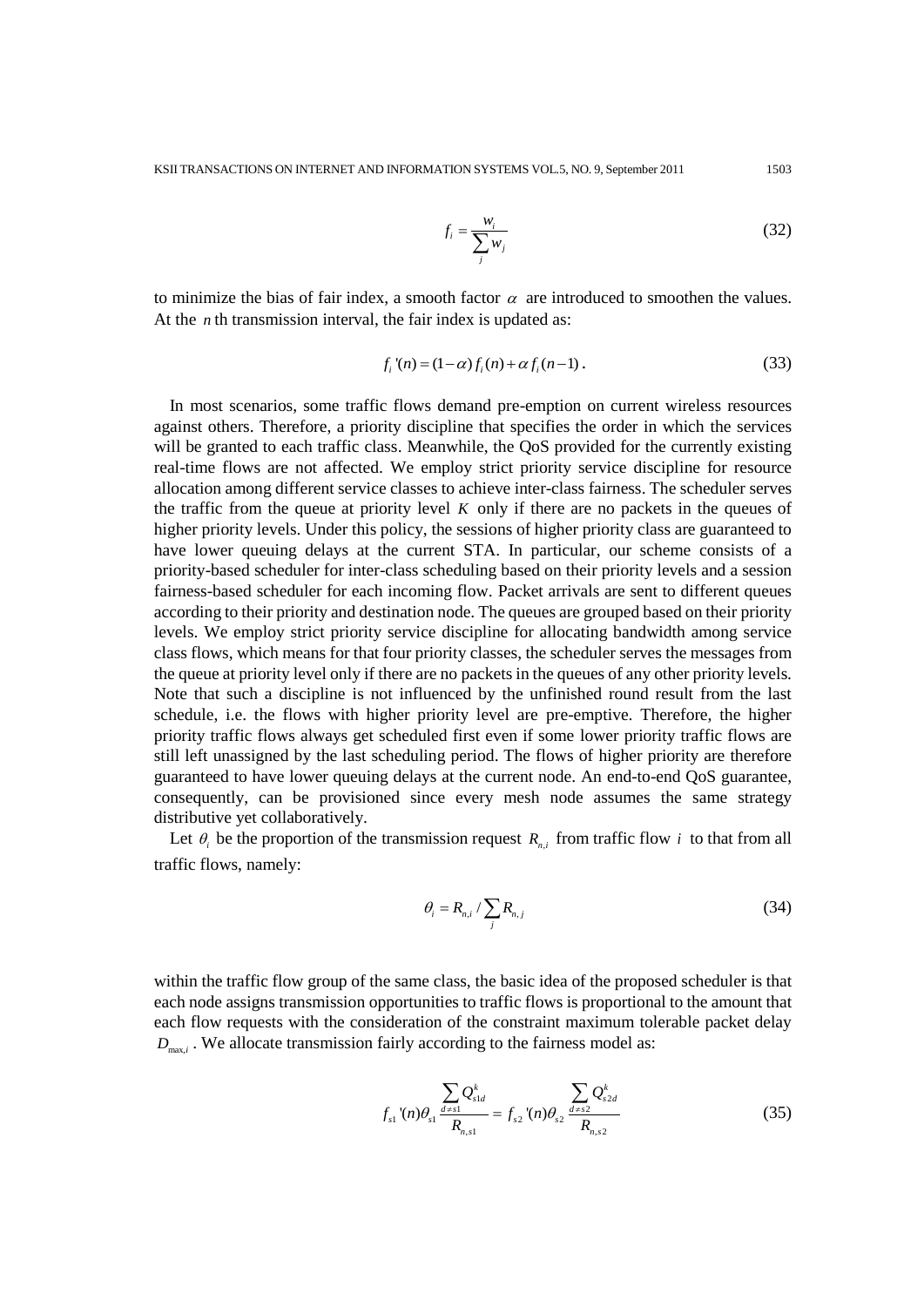$$f_i = \frac{w_i}{\sum_j w_j} \tag{32}$$

to minimize the bias of fair index, a smooth factor $\alpha$ are introduced to smoothen the values. At the $n$ th transmission interval, the fair index is updated as:

$$f_i\,'(n) = (1-\alpha) f_i(n) + \alpha f_i(n-1)\,. \tag{33}$$

In most scenarios, some traffic flows demand pre-emption on current wireless resources against others. Therefore, a priority discipline that specifies the order in which the services will be granted to each traffic class. Meanwhile, the QoS provided for the currently existing real-time flows are not affected. We employ strict priority service discipline for resource allocation among different service classes to achieve inter-class fairness. The scheduler serves the traffic from the queue at priority level $K$ only if there are no packets in the queues of higher priority levels. Under this policy, the sessions of higher priority class are guaranteed to have lower queuing delays at the current STA. In particular, our scheme consists of a priority-based scheduler for inter-class scheduling based on their priority levels and a session fairness-based scheduler for each incoming flow. Packet arrivals are sent to different queues according to their priority and destination node. The queues are grouped based on their priority levels. We employ strict priority service discipline for allocating bandwidth among service class flows, which means for that four priority classes, the scheduler serves the messages from the queue at priority level only if there are no packets in the queues of any other priority levels. Note that such a discipline is not influenced by the unfinished round result from the last schedule, i.e. the flows with higher priority level are pre-emptive. Therefore, the higher priority traffic flows always get scheduled first even if some lower priority traffic flows are still left unassigned by the last scheduling period. The flows of higher priority are therefore guaranteed to have lower queuing delays at the current node. An end-to-end QoS guarantee, consequently, can be provisioned since every mesh node assumes the same strategy distributive yet collaboratively.

Let $\theta_i$ be the proportion of the transmission request $R_{n,i}$ from traffic flow $i$ to that from all traffic flows, namely:

$$\theta_i = R_{n,i} / \sum_j R_{n,j} \tag{34}$$

within the traffic flow group of the same class, the basic idea of the proposed scheduler is that each node assigns transmission opportunities to traffic flows is proportional to the amount that each flow requests with the consideration of the constraint maximum tolerable packet delay $D_{\max,i}$. We allocate transmission fairly according to the fairness model as:

$$f_{s1}\,'(n)\theta_{s1} \frac{\sum_{d \neq s1} Q^k_{s1d}}{R_{n,s1}} = f_{s2}\,'(n)\theta_{s2} \frac{\sum_{d \neq s2} Q^k_{s2d}}{R_{n,s2}} \tag{35}$$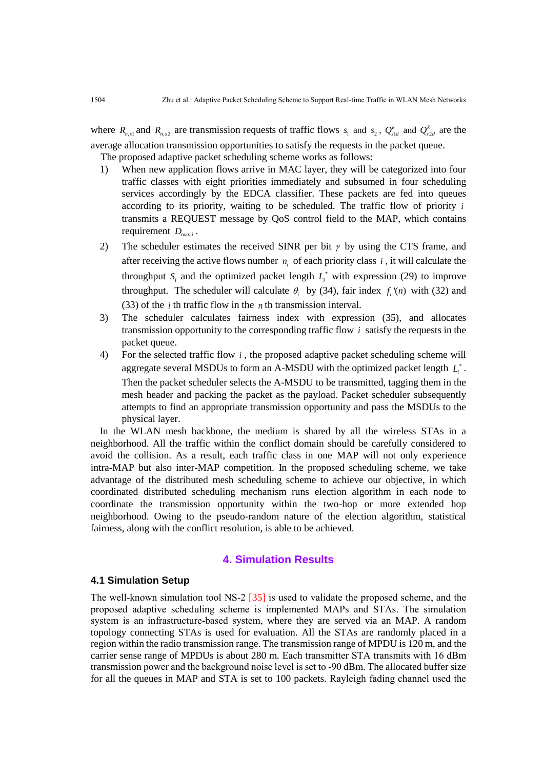where $R_{n,s1}$ and $R_{n,s2}$ are transmission requests of traffic flows $s_1$ and $s_2$, $Q^k_{s1d}$ and $Q^k_{s2d}$ are the average allocation transmission opportunities to satisfy the requests in the packet queue.

The proposed adaptive packet scheduling scheme works as follows:

1) When new application flows arrive in MAC layer, they will be categorized into four traffic classes with eight priorities immediately and subsumed in four scheduling services accordingly by the EDCA classifier. These packets are fed into queues according to its priority, waiting to be scheduled. The traffic flow of priority $i$ transmits a REQUEST message by QoS control field to the MAP, which contains requirement $D_{\max,i}$.
2) The scheduler estimates the received SINR per bit $\gamma$ by using the CTS frame, and after receiving the active flows number $n_i$ of each priority class $i$, it will calculate the throughput $S_i$ and the optimized packet length $L_i^*$ with expression (29) to improve throughput. The scheduler will calculate $\theta_i$ by (34), fair index $f_i'(n)$ with (32) and (33) of the $i$ th traffic flow in the $n$ th transmission interval.
3) The scheduler calculates fairness index with expression (35), and allocates transmission opportunity to the corresponding traffic flow $i$ satisfy the requests in the packet queue.
4) For the selected traffic flow $i$, the proposed adaptive packet scheduling scheme will aggregate several MSDUs to form an A-MSDU with the optimized packet length $L_i^*$. Then the packet scheduler selects the A-MSDU to be transmitted, tagging them in the mesh header and packing the packet as the payload. Packet scheduler subsequently attempts to find an appropriate transmission opportunity and pass the MSDUs to the physical layer.

In the WLAN mesh backbone, the medium is shared by all the wireless STAs in a neighborhood. All the traffic within the conflict domain should be carefully considered to avoid the collision. As a result, each traffic class in one MAP will not only experience intra-MAP but also inter-MAP competition. In the proposed scheduling scheme, we take advantage of the distributed mesh scheduling scheme to achieve our objective, in which coordinated distributed scheduling mechanism runs election algorithm in each node to coordinate the transmission opportunity within the two-hop or more extended hop neighborhood. Owing to the pseudo-random nature of the election algorithm, statistical fairness, along with the conflict resolution, is able to be achieved.

## 4. Simulation Results

### 4.1 Simulation Setup

The well-known simulation tool NS-2 [35] is used to validate the proposed scheme, and the proposed adaptive scheduling scheme is implemented MAPs and STAs. The simulation system is an infrastructure-based system, where they are served via an MAP. A random topology connecting STAs is used for evaluation. All the STAs are randomly placed in a region within the radio transmission range. The transmission range of MPDU is 120 m, and the carrier sense range of MPDUs is about 280 m. Each transmitter STA transmits with 16 dBm transmission power and the background noise level is set to -90 dBm. The allocated buffer size for all the queues in MAP and STA is set to 100 packets. Rayleigh fading channel used the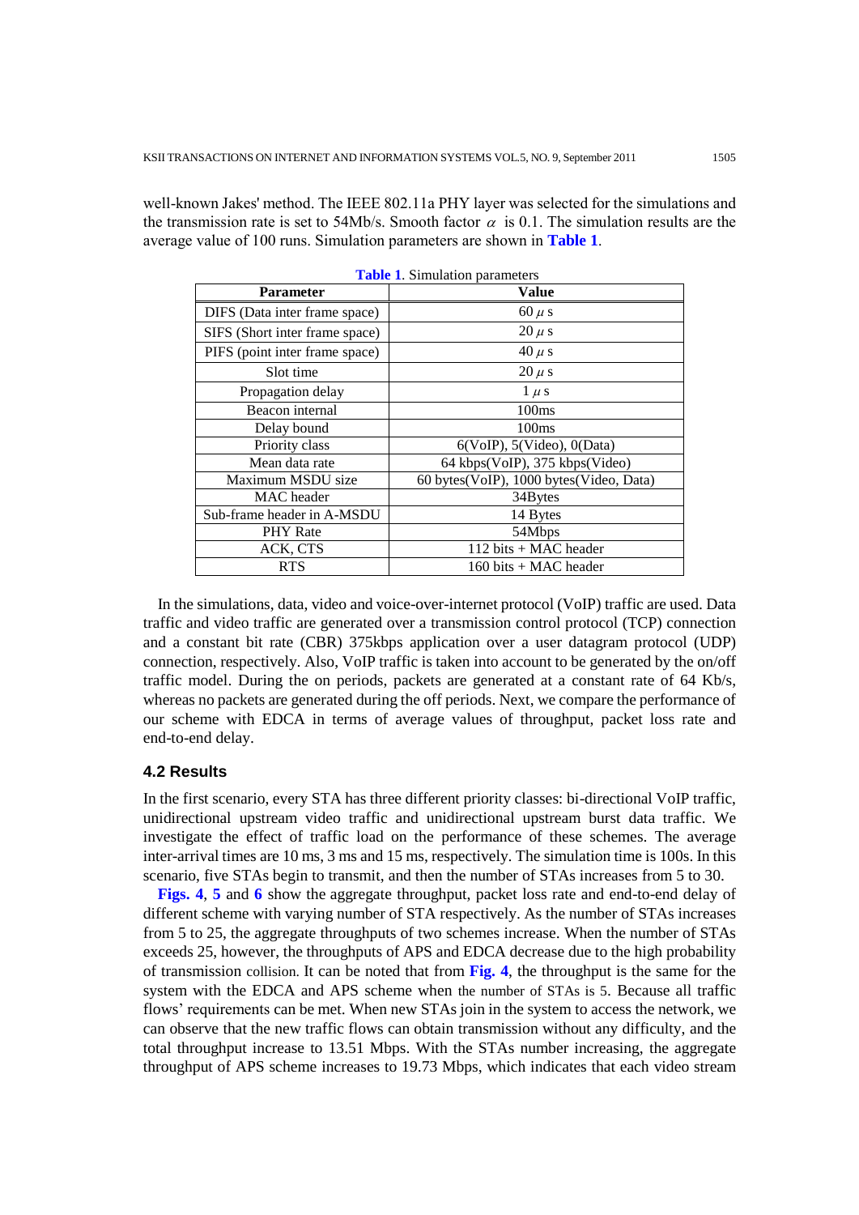well-known Jakes' method. The IEEE 802.11a PHY layer was selected for the simulations and the transmission rate is set to 54Mb/s. Smooth factor $\alpha$ is 0.1. The simulation results are the average value of 100 runs. Simulation parameters are shown in **Table 1**.

**Table 1**. Simulation parameters

| Parameter | Value |
|---|---|
| DIFS (Data inter frame space) | 60 $\mu$ s |
| SIFS (Short inter frame space) | 20 $\mu$ s |
| PIFS (point inter frame space) | 40 $\mu$ s |
| Slot time | 20 $\mu$ s |
| Propagation delay | 1 $\mu$ s |
| Beacon internal | 100ms |
| Delay bound | 100ms |
| Priority class | 6(VoIP), 5(Video), 0(Data) |
| Mean data rate | 64 kbps(VoIP), 375 kbps(Video) |
| Maximum MSDU size | 60 bytes(VoIP), 1000 bytes(Video, Data) |
| MAC header | 34Bytes |
| Sub-frame header in A-MSDU | 14 Bytes |
| PHY Rate | 54Mbps |
| ACK, CTS | 112 bits + MAC header |
| RTS | 160 bits + MAC header |

In the simulations, data, video and voice-over-internet protocol (VoIP) traffic are used. Data traffic and video traffic are generated over a transmission control protocol (TCP) connection and a constant bit rate (CBR) 375kbps application over a user datagram protocol (UDP) connection, respectively. Also, VoIP traffic is taken into account to be generated by the on/off traffic model. During the on periods, packets are generated at a constant rate of 64 Kb/s, whereas no packets are generated during the off periods. Next, we compare the performance of our scheme with EDCA in terms of average values of throughput, packet loss rate and end-to-end delay.

### 4.2 Results

In the first scenario, every STA has three different priority classes: bi-directional VoIP traffic, unidirectional upstream video traffic and unidirectional upstream burst data traffic. We investigate the effect of traffic load on the performance of these schemes. The average inter-arrival times are 10 ms, 3 ms and 15 ms, respectively. The simulation time is 100s. In this scenario, five STAs begin to transmit, and then the number of STAs increases from 5 to 30.

**Figs. 4**, **5** and **6** show the aggregate throughput, packet loss rate and end-to-end delay of different scheme with varying number of STA respectively. As the number of STAs increases from 5 to 25, the aggregate throughputs of two schemes increase. When the number of STAs exceeds 25, however, the throughputs of APS and EDCA decrease due to the high probability of transmission collision. It can be noted that from **Fig. 4**, the throughput is the same for the system with the EDCA and APS scheme when the number of STAs is 5. Because all traffic flows' requirements can be met. When new STAs join in the system to access the network, we can observe that the new traffic flows can obtain transmission without any difficulty, and the total throughput increase to 13.51 Mbps. With the STAs number increasing, the aggregate throughput of APS scheme increases to 19.73 Mbps, which indicates that each video stream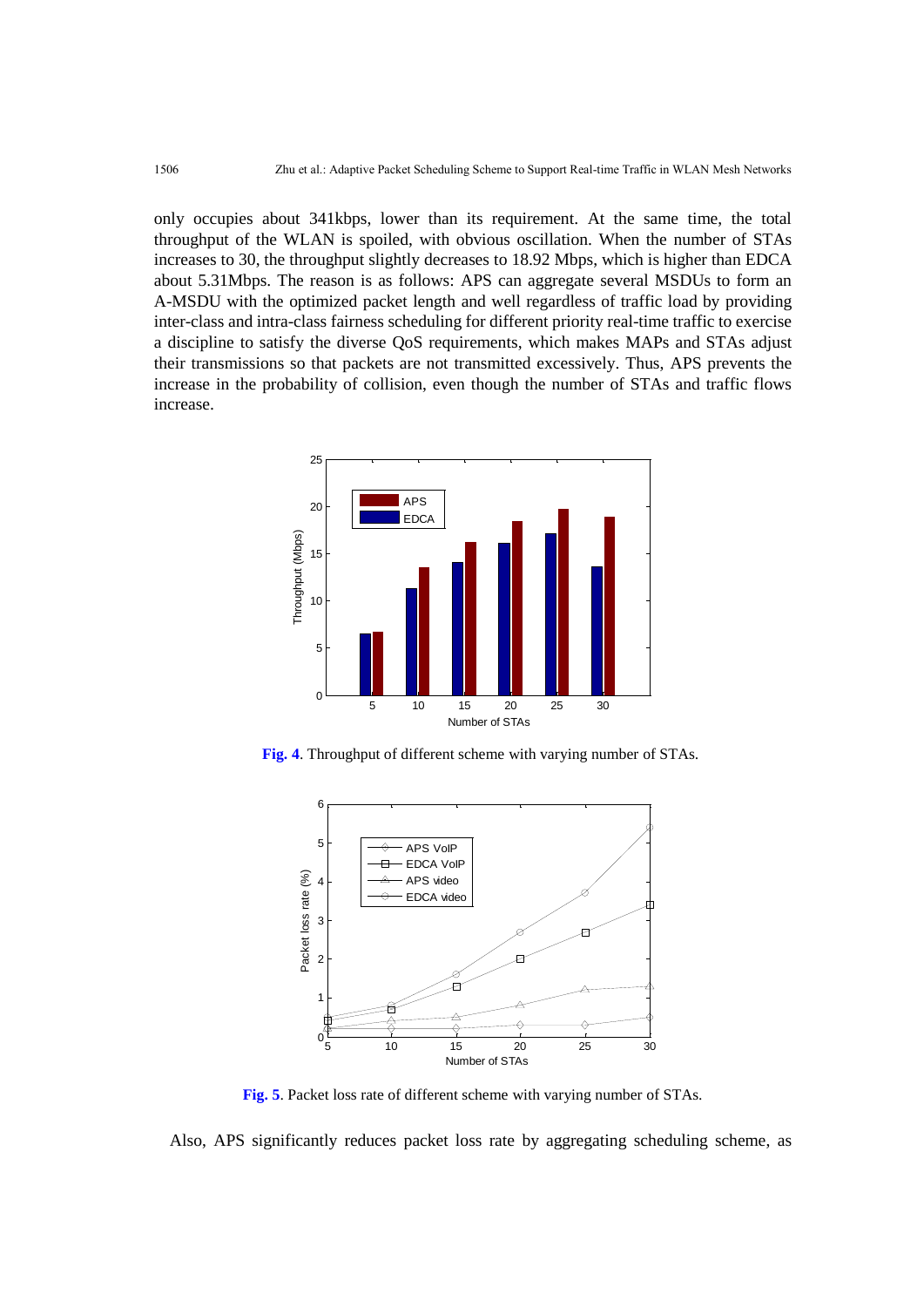only occupies about 341kbps, lower than its requirement. At the same time, the total throughput of the WLAN is spoiled, with obvious oscillation. When the number of STAs increases to 30, the throughput slightly decreases to 18.92 Mbps, which is higher than EDCA about 5.31Mbps. The reason is as follows: APS can aggregate several MSDUs to form an A-MSDU with the optimized packet length and well regardless of traffic load by providing inter-class and intra-class fairness scheduling for different priority real-time traffic to exercise a discipline to satisfy the diverse QoS requirements, which makes MAPs and STAs adjust their transmissions so that packets are not transmitted excessively. Thus, APS prevents the increase in the probability of collision, even though the number of STAs and traffic flows increase.

**Fig. 4**. Throughput of different scheme with varying number of STAs.

**Fig. 5**. Packet loss rate of different scheme with varying number of STAs.

Also, APS significantly reduces packet loss rate by aggregating scheduling scheme, as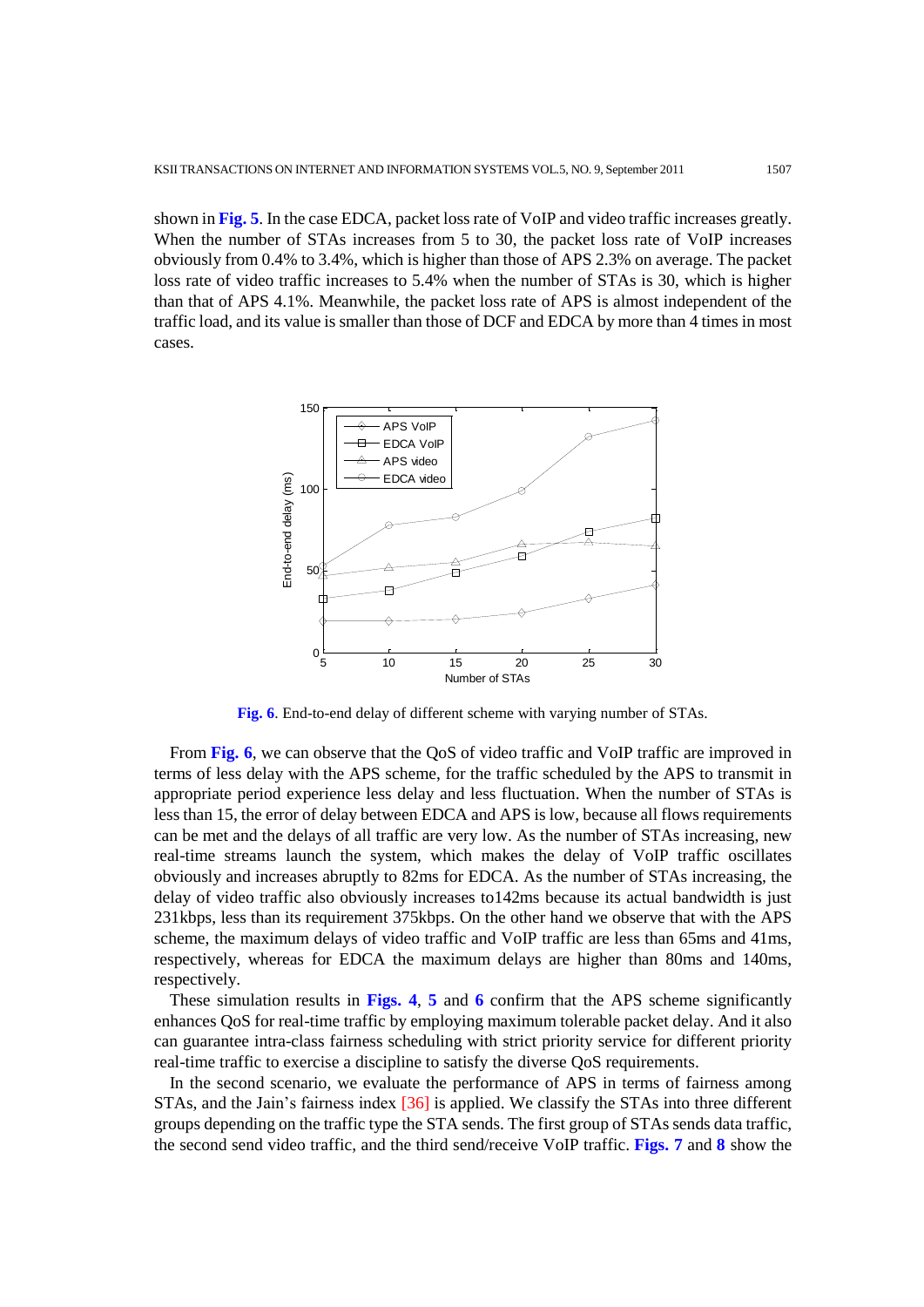shown in **Fig. 5**. In the case EDCA, packet loss rate of VoIP and video traffic increases greatly. When the number of STAs increases from 5 to 30, the packet loss rate of VoIP increases obviously from 0.4% to 3.4%, which is higher than those of APS 2.3% on average. The packet loss rate of video traffic increases to 5.4% when the number of STAs is 30, which is higher than that of APS 4.1%. Meanwhile, the packet loss rate of APS is almost independent of the traffic load, and its value is smaller than those of DCF and EDCA by more than 4 times in most cases.

**Fig. 6**. End-to-end delay of different scheme with varying number of STAs.

From **Fig. 6**, we can observe that the QoS of video traffic and VoIP traffic are improved in terms of less delay with the APS scheme, for the traffic scheduled by the APS to transmit in appropriate period experience less delay and less fluctuation. When the number of STAs is less than 15, the error of delay between EDCA and APS is low, because all flows requirements can be met and the delays of all traffic are very low. As the number of STAs increasing, new real-time streams launch the system, which makes the delay of VoIP traffic oscillates obviously and increases abruptly to 82ms for EDCA. As the number of STAs increasing, the delay of video traffic also obviously increases to142ms because its actual bandwidth is just 231kbps, less than its requirement 375kbps. On the other hand we observe that with the APS scheme, the maximum delays of video traffic and VoIP traffic are less than 65ms and 41ms, respectively, whereas for EDCA the maximum delays are higher than 80ms and 140ms, respectively.

These simulation results in **Figs. 4**, **5** and **6** confirm that the APS scheme significantly enhances QoS for real-time traffic by employing maximum tolerable packet delay. And it also can guarantee intra-class fairness scheduling with strict priority service for different priority real-time traffic to exercise a discipline to satisfy the diverse QoS requirements.

In the second scenario, we evaluate the performance of APS in terms of fairness among STAs, and the Jain's fairness index [36] is applied. We classify the STAs into three different groups depending on the traffic type the STA sends. The first group of STAs sends data traffic, the second send video traffic, and the third send/receive VoIP traffic. **Figs. 7** and **8** show the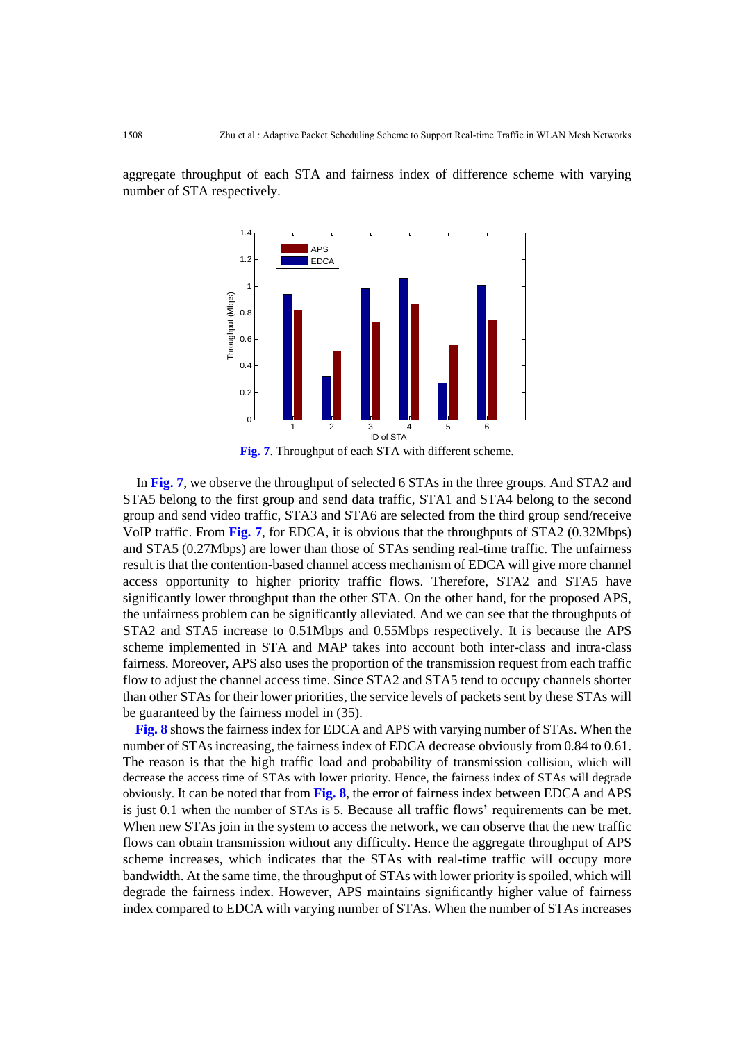aggregate throughput of each STA and fairness index of difference scheme with varying number of STA respectively.

**Fig. 7**. Throughput of each STA with different scheme.

In **Fig. 7**, we observe the throughput of selected 6 STAs in the three groups. And STA2 and STA5 belong to the first group and send data traffic, STA1 and STA4 belong to the second group and send video traffic, STA3 and STA6 are selected from the third group send/receive VoIP traffic. From **Fig. 7**, for EDCA, it is obvious that the throughputs of STA2 (0.32Mbps) and STA5 (0.27Mbps) are lower than those of STAs sending real-time traffic. The unfairness result is that the contention-based channel access mechanism of EDCA will give more channel access opportunity to higher priority traffic flows. Therefore, STA2 and STA5 have significantly lower throughput than the other STA. On the other hand, for the proposed APS, the unfairness problem can be significantly alleviated. And we can see that the throughputs of STA2 and STA5 increase to 0.51Mbps and 0.55Mbps respectively. It is because the APS scheme implemented in STA and MAP takes into account both inter-class and intra-class fairness. Moreover, APS also uses the proportion of the transmission request from each traffic flow to adjust the channel access time. Since STA2 and STA5 tend to occupy channels shorter than other STAs for their lower priorities, the service levels of packets sent by these STAs will be guaranteed by the fairness model in (35).

**Fig. 8** shows the fairness index for EDCA and APS with varying number of STAs. When the number of STAs increasing, the fairness index of EDCA decrease obviously from 0.84 to 0.61. The reason is that the high traffic load and probability of transmission collision, which will decrease the access time of STAs with lower priority. Hence, the fairness index of STAs will degrade obviously. It can be noted that from **Fig. 8**, the error of fairness index between EDCA and APS is just 0.1 when the number of STAs is 5. Because all traffic flows' requirements can be met. When new STAs join in the system to access the network, we can observe that the new traffic flows can obtain transmission without any difficulty. Hence the aggregate throughput of APS scheme increases, which indicates that the STAs with real-time traffic will occupy more bandwidth. At the same time, the throughput of STAs with lower priority is spoiled, which will degrade the fairness index. However, APS maintains significantly higher value of fairness index compared to EDCA with varying number of STAs. When the number of STAs increases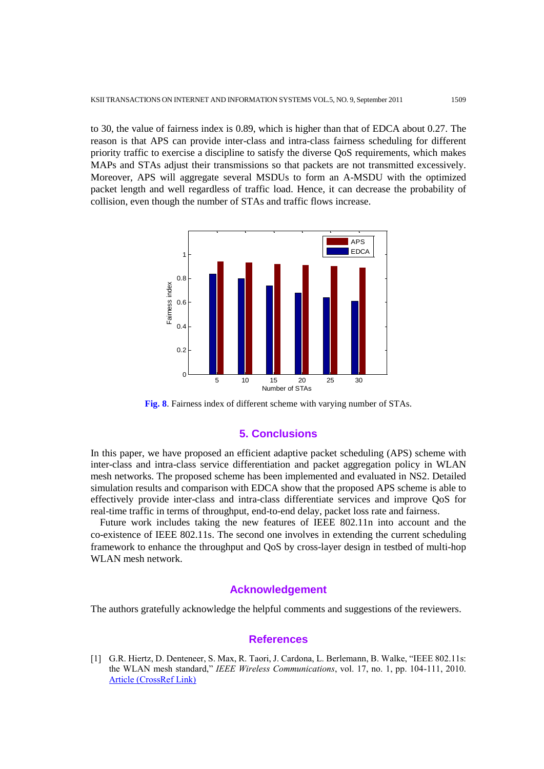to 30, the value of fairness index is 0.89, which is higher than that of EDCA about 0.27. The reason is that APS can provide inter-class and intra-class fairness scheduling for different priority traffic to exercise a discipline to satisfy the diverse QoS requirements, which makes MAPs and STAs adjust their transmissions so that packets are not transmitted excessively. Moreover, APS will aggregate several MSDUs to form an A-MSDU with the optimized packet length and well regardless of traffic load. Hence, it can decrease the probability of collision, even though the number of STAs and traffic flows increase.

**Fig. 8**. Fairness index of different scheme with varying number of STAs.

## 5. Conclusions

In this paper, we have proposed an efficient adaptive packet scheduling (APS) scheme with inter-class and intra-class service differentiation and packet aggregation policy in WLAN mesh networks. The proposed scheme has been implemented and evaluated in NS2. Detailed simulation results and comparison with EDCA show that the proposed APS scheme is able to effectively provide inter-class and intra-class differentiate services and improve QoS for real-time traffic in terms of throughput, end-to-end delay, packet loss rate and fairness.

Future work includes taking the new features of IEEE 802.11n into account and the co-existence of IEEE 802.11s. The second one involves in extending the current scheduling framework to enhance the throughput and QoS by cross-layer design in testbed of multi-hop WLAN mesh network.

## Acknowledgement

The authors gratefully acknowledge the helpful comments and suggestions of the reviewers.

## References

[1] G.R. Hiertz, D. Denteneer, S. Max, R. Taori, J. Cardona, L. Berlemann, B. Walke, "IEEE 802.11s: the WLAN mesh standard," *IEEE Wireless Communications*, vol. 17, no. 1, pp. 104-111, 2010. Article (CrossRef Link)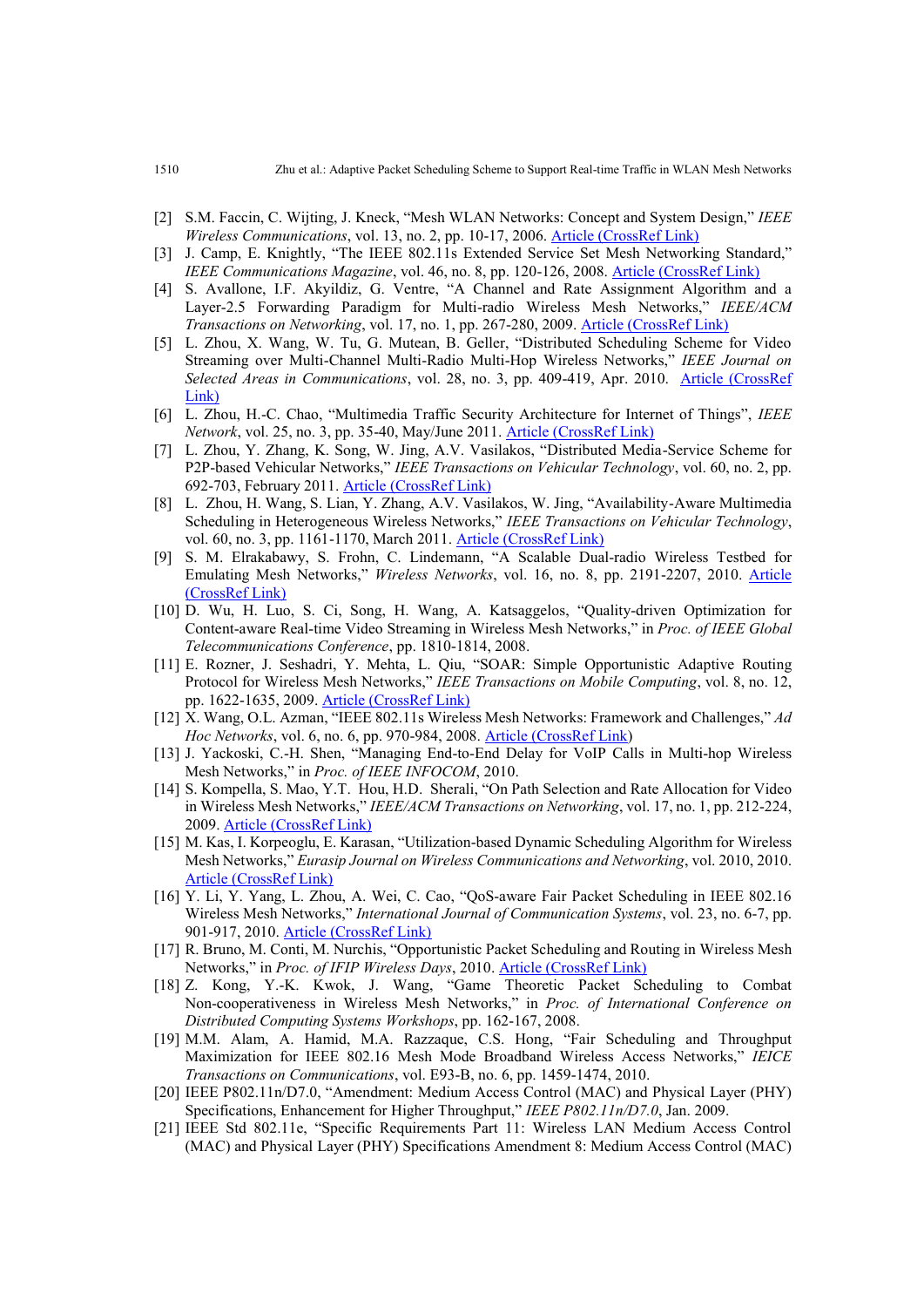[2] S.M. Faccin, C. Wijting, J. Kneck, "Mesh WLAN Networks: Concept and System Design," *IEEE Wireless Communications*, vol. 13, no. 2, pp. 10-17, 2006. Article (CrossRef Link)

[3] J. Camp, E. Knightly, "The IEEE 802.11s Extended Service Set Mesh Networking Standard," *IEEE Communications Magazine*, vol. 46, no. 8, pp. 120-126, 2008. Article (CrossRef Link)

[4] S. Avallone, I.F. Akyildiz, G. Ventre, "A Channel and Rate Assignment Algorithm and a Layer-2.5 Forwarding Paradigm for Multi-radio Wireless Mesh Networks," *IEEE/ACM Transactions on Networking*, vol. 17, no. 1, pp. 267-280, 2009. Article (CrossRef Link)

[5] L. Zhou, X. Wang, W. Tu, G. Mutean, B. Geller, "Distributed Scheduling Scheme for Video Streaming over Multi-Channel Multi-Radio Multi-Hop Wireless Networks," *IEEE Journal on Selected Areas in Communications*, vol. 28, no. 3, pp. 409-419, Apr. 2010. Article (CrossRef Link)

[6] L. Zhou, H.-C. Chao, "Multimedia Traffic Security Architecture for Internet of Things", *IEEE Network*, vol. 25, no. 3, pp. 35-40, May/June 2011. Article (CrossRef Link)

[7] L. Zhou, Y. Zhang, K. Song, W. Jing, A.V. Vasilakos, "Distributed Media-Service Scheme for P2P-based Vehicular Networks," *IEEE Transactions on Vehicular Technology*, vol. 60, no. 2, pp. 692-703, February 2011. Article (CrossRef Link)

[8] L. Zhou, H. Wang, S. Lian, Y. Zhang, A.V. Vasilakos, W. Jing, "Availability-Aware Multimedia Scheduling in Heterogeneous Wireless Networks," *IEEE Transactions on Vehicular Technology*, vol. 60, no. 3, pp. 1161-1170, March 2011. Article (CrossRef Link)

[9] S. M. Elrakabawy, S. Frohn, C. Lindemann, "A Scalable Dual-radio Wireless Testbed for Emulating Mesh Networks," *Wireless Networks*, vol. 16, no. 8, pp. 2191-2207, 2010. Article (CrossRef Link)

[10] D. Wu, H. Luo, S. Ci, Song, H. Wang, A. Katsaggelos, "Quality-driven Optimization for Content-aware Real-time Video Streaming in Wireless Mesh Networks," in *Proc. of IEEE Global Telecommunications Conference*, pp. 1810-1814, 2008.

[11] E. Rozner, J. Seshadri, Y. Mehta, L. Qiu, "SOAR: Simple Opportunistic Adaptive Routing Protocol for Wireless Mesh Networks," *IEEE Transactions on Mobile Computing*, vol. 8, no. 12, pp. 1622-1635, 2009. Article (CrossRef Link)

[12] X. Wang, O.L. Azman, "IEEE 802.11s Wireless Mesh Networks: Framework and Challenges," *Ad Hoc Networks*, vol. 6, no. 6, pp. 970-984, 2008. Article (CrossRef Link)

[13] J. Yackoski, C.-H. Shen, "Managing End-to-End Delay for VoIP Calls in Multi-hop Wireless Mesh Networks," in *Proc. of IEEE INFOCOM*, 2010.

[14] S. Kompella, S. Mao, Y.T. Hou, H.D. Sherali, "On Path Selection and Rate Allocation for Video in Wireless Mesh Networks," *IEEE/ACM Transactions on Networking*, vol. 17, no. 1, pp. 212-224, 2009. Article (CrossRef Link)

[15] M. Kas, I. Korpeoglu, E. Karasan, "Utilization-based Dynamic Scheduling Algorithm for Wireless Mesh Networks," *Eurasip Journal on Wireless Communications and Networking*, vol. 2010, 2010. Article (CrossRef Link)

[16] Y. Li, Y. Yang, L. Zhou, A. Wei, C. Cao, "QoS-aware Fair Packet Scheduling in IEEE 802.16 Wireless Mesh Networks," *International Journal of Communication Systems*, vol. 23, no. 6-7, pp. 901-917, 2010. Article (CrossRef Link)

[17] R. Bruno, M. Conti, M. Nurchis, "Opportunistic Packet Scheduling and Routing in Wireless Mesh Networks," in *Proc. of IFIP Wireless Days*, 2010. Article (CrossRef Link)

[18] Z. Kong, Y.-K. Kwok, J. Wang, "Game Theoretic Packet Scheduling to Combat Non-cooperativeness in Wireless Mesh Networks," in *Proc. of International Conference on Distributed Computing Systems Workshops*, pp. 162-167, 2008.

[19] M.M. Alam, A. Hamid, M.A. Razzaque, C.S. Hong, "Fair Scheduling and Throughput Maximization for IEEE 802.16 Mesh Mode Broadband Wireless Access Networks," *IEICE Transactions on Communications*, vol. E93-B, no. 6, pp. 1459-1474, 2010.

[20] IEEE P802.11n/D7.0, "Amendment: Medium Access Control (MAC) and Physical Layer (PHY) Specifications, Enhancement for Higher Throughput," *IEEE P802.11n/D7.0*, Jan. 2009.

[21] IEEE Std 802.11e, "Specific Requirements Part 11: Wireless LAN Medium Access Control (MAC) and Physical Layer (PHY) Specifications Amendment 8: Medium Access Control (MAC)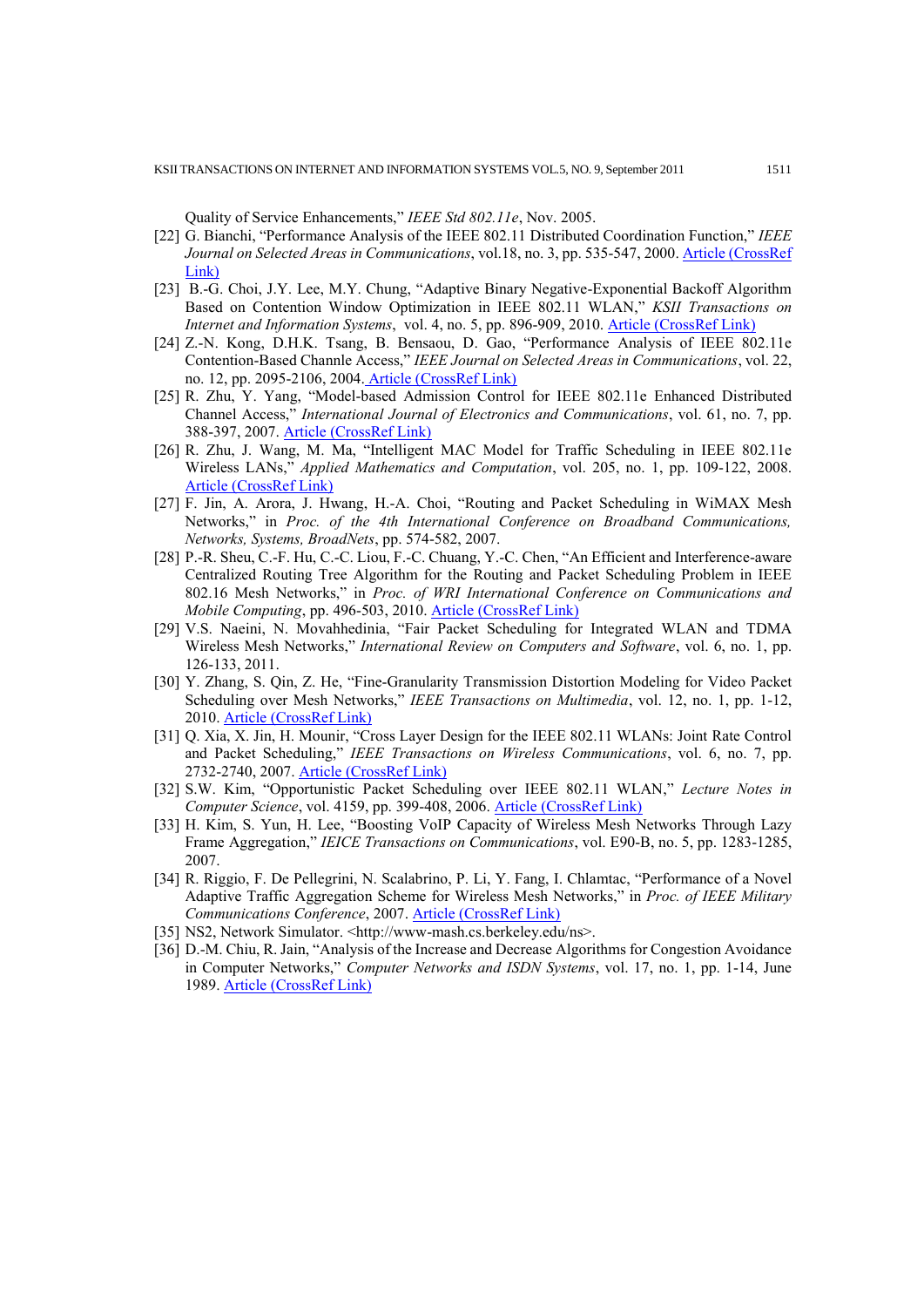Quality of Service Enhancements," *IEEE Std 802.11e*, Nov. 2005.

[22] G. Bianchi, "Performance Analysis of the IEEE 802.11 Distributed Coordination Function," *IEEE Journal on Selected Areas in Communications*, vol.18, no. 3, pp. 535-547, 2000. Article (CrossRef Link)

[23] B.-G. Choi, J.Y. Lee, M.Y. Chung, "Adaptive Binary Negative-Exponential Backoff Algorithm Based on Contention Window Optimization in IEEE 802.11 WLAN," *KSII Transactions on Internet and Information Systems*, vol. 4, no. 5, pp. 896-909, 2010. Article (CrossRef Link)

[24] Z.-N. Kong, D.H.K. Tsang, B. Bensaou, D. Gao, "Performance Analysis of IEEE 802.11e Contention-Based Channle Access," *IEEE Journal on Selected Areas in Communications*, vol. 22, no. 12, pp. 2095-2106, 2004. Article (CrossRef Link)

[25] R. Zhu, Y. Yang, "Model-based Admission Control for IEEE 802.11e Enhanced Distributed Channel Access," *International Journal of Electronics and Communications*, vol. 61, no. 7, pp. 388-397, 2007. Article (CrossRef Link)

[26] R. Zhu, J. Wang, M. Ma, "Intelligent MAC Model for Traffic Scheduling in IEEE 802.11e Wireless LANs," *Applied Mathematics and Computation*, vol. 205, no. 1, pp. 109-122, 2008. Article (CrossRef Link)

[27] F. Jin, A. Arora, J. Hwang, H.-A. Choi, "Routing and Packet Scheduling in WiMAX Mesh Networks," in *Proc. of the 4th International Conference on Broadband Communications, Networks, Systems, BroadNets*, pp. 574-582, 2007.

[28] P.-R. Sheu, C.-F. Hu, C.-C. Liou, F.-C. Chuang, Y.-C. Chen, "An Efficient and Interference-aware Centralized Routing Tree Algorithm for the Routing and Packet Scheduling Problem in IEEE 802.16 Mesh Networks," in *Proc. of WRI International Conference on Communications and Mobile Computing*, pp. 496-503, 2010. Article (CrossRef Link)

[29] V.S. Naeini, N. Movahhedinia, "Fair Packet Scheduling for Integrated WLAN and TDMA Wireless Mesh Networks," *International Review on Computers and Software*, vol. 6, no. 1, pp. 126-133, 2011.

[30] Y. Zhang, S. Qin, Z. He, "Fine-Granularity Transmission Distortion Modeling for Video Packet Scheduling over Mesh Networks," *IEEE Transactions on Multimedia*, vol. 12, no. 1, pp. 1-12, 2010. Article (CrossRef Link)

[31] Q. Xia, X. Jin, H. Mounir, "Cross Layer Design for the IEEE 802.11 WLANs: Joint Rate Control and Packet Scheduling," *IEEE Transactions on Wireless Communications*, vol. 6, no. 7, pp. 2732-2740, 2007. Article (CrossRef Link)

[32] S.W. Kim, "Opportunistic Packet Scheduling over IEEE 802.11 WLAN," *Lecture Notes in Computer Science*, vol. 4159, pp. 399-408, 2006. Article (CrossRef Link)

[33] H. Kim, S. Yun, H. Lee, "Boosting VoIP Capacity of Wireless Mesh Networks Through Lazy Frame Aggregation," *IEICE Transactions on Communications*, vol. E90-B, no. 5, pp. 1283-1285, 2007.

[34] R. Riggio, F. De Pellegrini, N. Scalabrino, P. Li, Y. Fang, I. Chlamtac, "Performance of a Novel Adaptive Traffic Aggregation Scheme for Wireless Mesh Networks," in *Proc. of IEEE Military Communications Conference*, 2007. Article (CrossRef Link)

[35] NS2, Network Simulator. <http://www-mash.cs.berkeley.edu/ns>.

[36] D.-M. Chiu, R. Jain, "Analysis of the Increase and Decrease Algorithms for Congestion Avoidance in Computer Networks," *Computer Networks and ISDN Systems*, vol. 17, no. 1, pp. 1-14, June 1989. Article (CrossRef Link)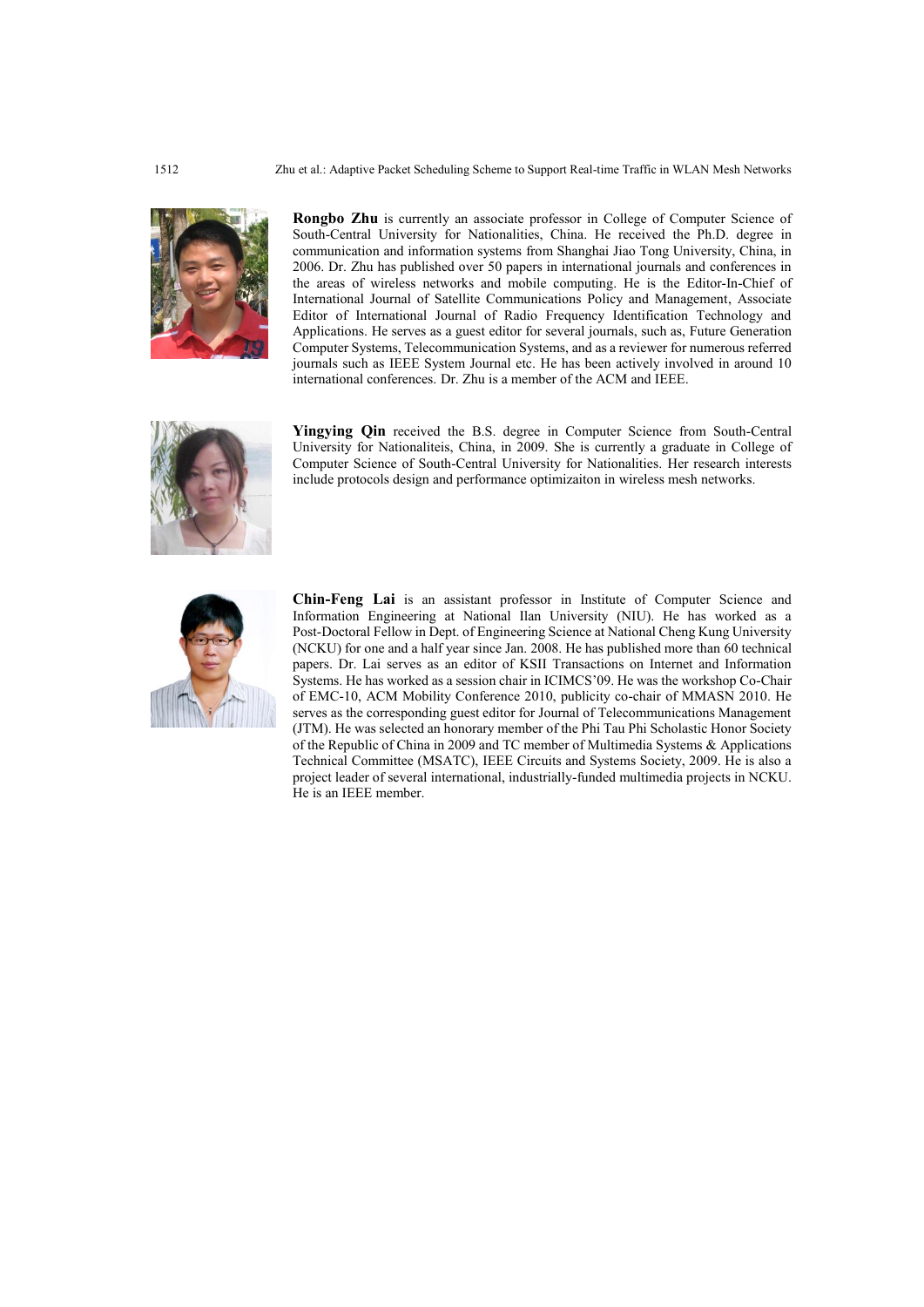**Rongbo Zhu** is currently an associate professor in College of Computer Science of South-Central University for Nationalities, China. He received the Ph.D. degree in communication and information systems from Shanghai Jiao Tong University, China, in 2006. Dr. Zhu has published over 50 papers in international journals and conferences in the areas of wireless networks and mobile computing. He is the Editor-In-Chief of International Journal of Satellite Communications Policy and Management, Associate Editor of International Journal of Radio Frequency Identification Technology and Applications. He serves as a guest editor for several journals, such as, Future Generation Computer Systems, Telecommunication Systems, and as a reviewer for numerous referred journals such as IEEE System Journal etc. He has been actively involved in around 10 international conferences. Dr. Zhu is a member of the ACM and IEEE.

**Yingying Qin** received the B.S. degree in Computer Science from South-Central University for Nationaliteis, China, in 2009. She is currently a graduate in College of Computer Science of South-Central University for Nationalities. Her research interests include protocols design and performance optimizaiton in wireless mesh networks.

**Chin-Feng Lai** is an assistant professor in Institute of Computer Science and Information Engineering at National Ilan University (NIU). He has worked as a Post-Doctoral Fellow in Dept. of Engineering Science at National Cheng Kung University (NCKU) for one and a half year since Jan. 2008. He has published more than 60 technical papers. Dr. Lai serves as an editor of KSII Transactions on Internet and Information Systems. He has worked as a session chair in ICIMCS'09. He was the workshop Co-Chair of EMC-10, ACM Mobility Conference 2010, publicity co-chair of MMASN 2010. He serves as the corresponding guest editor for Journal of Telecommunications Management (JTM). He was selected an honorary member of the Phi Tau Phi Scholastic Honor Society of the Republic of China in 2009 and TC member of Multimedia Systems & Applications Technical Committee (MSATC), IEEE Circuits and Systems Society, 2009. He is also a project leader of several international, industrially-funded multimedia projects in NCKU. He is an IEEE member.